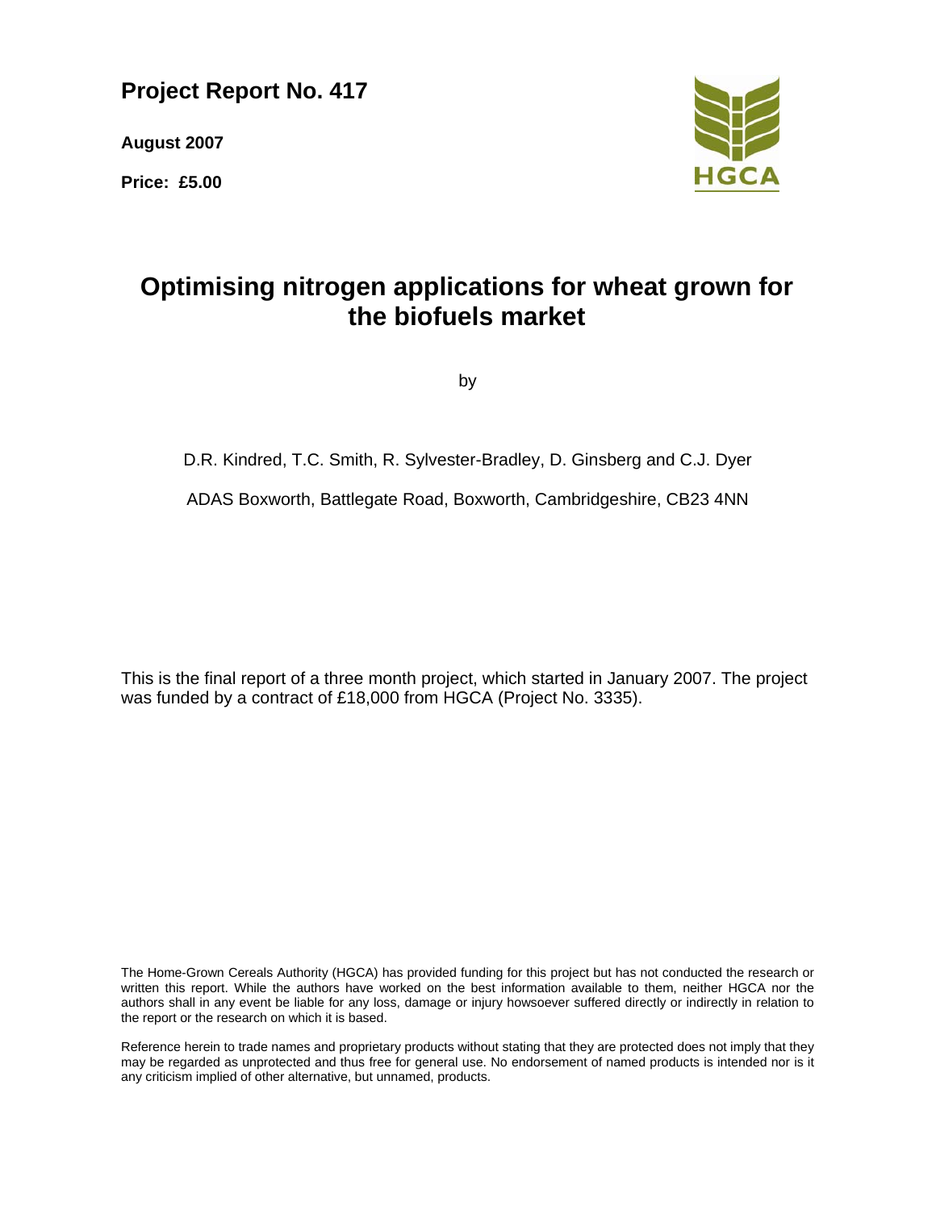**Project Report No. 417**

**August 2007**

**Price: £5.00**

HGCA

# Optimising nitrogen applications for wheat grown for the biofuels market

by

D.R. Kindred, T.C. Smith, R. Sylvester-Bradley, D. Ginsberg and C.J. Dyer

ADAS Boxworth, Battlegate Road, Boxworth, Cambridgeshire, CB23 4NN

This is the final report of a three month project, which started in January 2007. The project was funded by a contract of £18,000 from HGCA (Project No. 3335).

The Home-Grown Cereals Authority (HGCA) has provided funding for this project but has not conducted the research or written this report. While the authors have worked on the best information available to them, neither HGCA nor the authors shall in any event be liable for any loss, damage or injury howsoever suffered directly or indirectly in relation to the report or the research on which it is based.

Reference herein to trade names and proprietary products without stating that they are protected does not imply that they may be regarded as unprotected and thus free for general use. No endorsement of named products is intended nor is it any criticism implied of other alternative, but unnamed, products.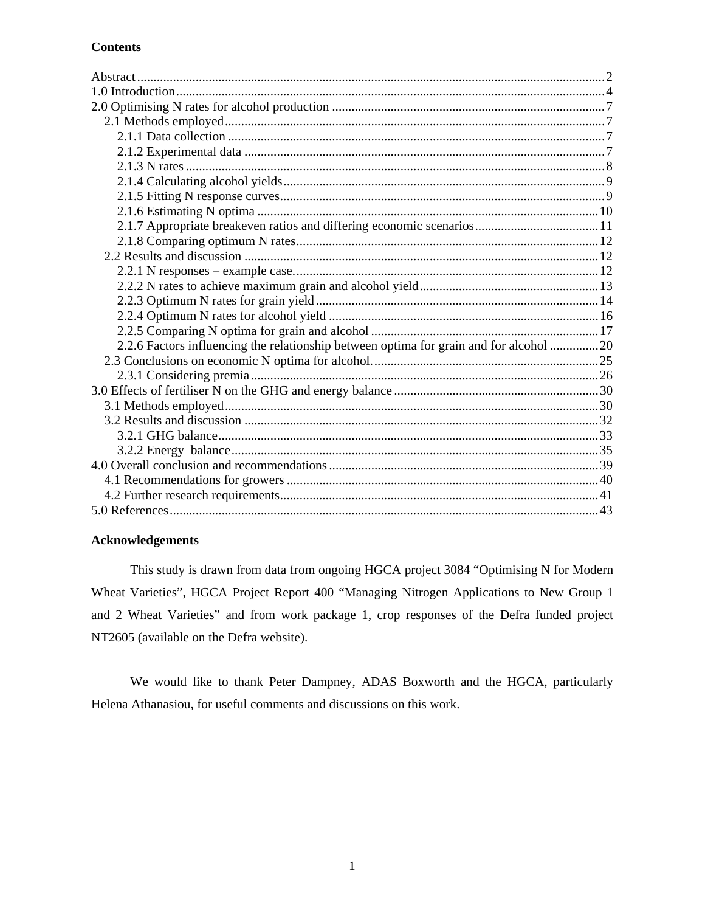## Contents

- Abstract ..... 2
- 1.0 Introduction ..... 4
- 2.0 Optimising N rates for alcohol production ..... 7
  - 2.1 Methods employed ..... 7
    - 2.1.1 Data collection ..... 7
    - 2.1.2 Experimental data ..... 7
    - 2.1.3 N rates ..... 8
    - 2.1.4 Calculating alcohol yields ..... 9
    - 2.1.5 Fitting N response curves ..... 9
    - 2.1.6 Estimating N optima ..... 10
    - 2.1.7 Appropriate breakeven ratios and differing economic scenarios ..... 11
    - 2.1.8 Comparing optimum N rates ..... 12
  - 2.2 Results and discussion ..... 12
    - 2.2.1 N responses – example case. ..... 12
    - 2.2.2 N rates to achieve maximum grain and alcohol yield ..... 13
    - 2.2.3 Optimum N rates for grain yield ..... 14
    - 2.2.4 Optimum N rates for alcohol yield ..... 16
    - 2.2.5 Comparing N optima for grain and alcohol ..... 17
    - 2.2.6 Factors influencing the relationship between optima for grain and for alcohol ..... 20
  - 2.3 Conclusions on economic N optima for alcohol. ..... 25
    - 2.3.1 Considering premia ..... 26
- 3.0 Effects of fertiliser N on the GHG and energy balance ..... 30
  - 3.1 Methods employed ..... 30
  - 3.2 Results and discussion ..... 32
    - 3.2.1 GHG balance ..... 33
    - 3.2.2 Energy balance ..... 35
- 4.0 Overall conclusion and recommendations ..... 39
  - 4.1 Recommendations for growers ..... 40
  - 4.2 Further research requirements ..... 41
- 5.0 References ..... 43

## Acknowledgements

This study is drawn from data from ongoing HGCA project 3084 "Optimising N for Modern Wheat Varieties", HGCA Project Report 400 "Managing Nitrogen Applications to New Group 1 and 2 Wheat Varieties" and from work package 1, crop responses of the Defra funded project NT2605 (available on the Defra website).

We would like to thank Peter Dampney, ADAS Boxworth and the HGCA, particularly Helena Athanasiou, for useful comments and discussions on this work.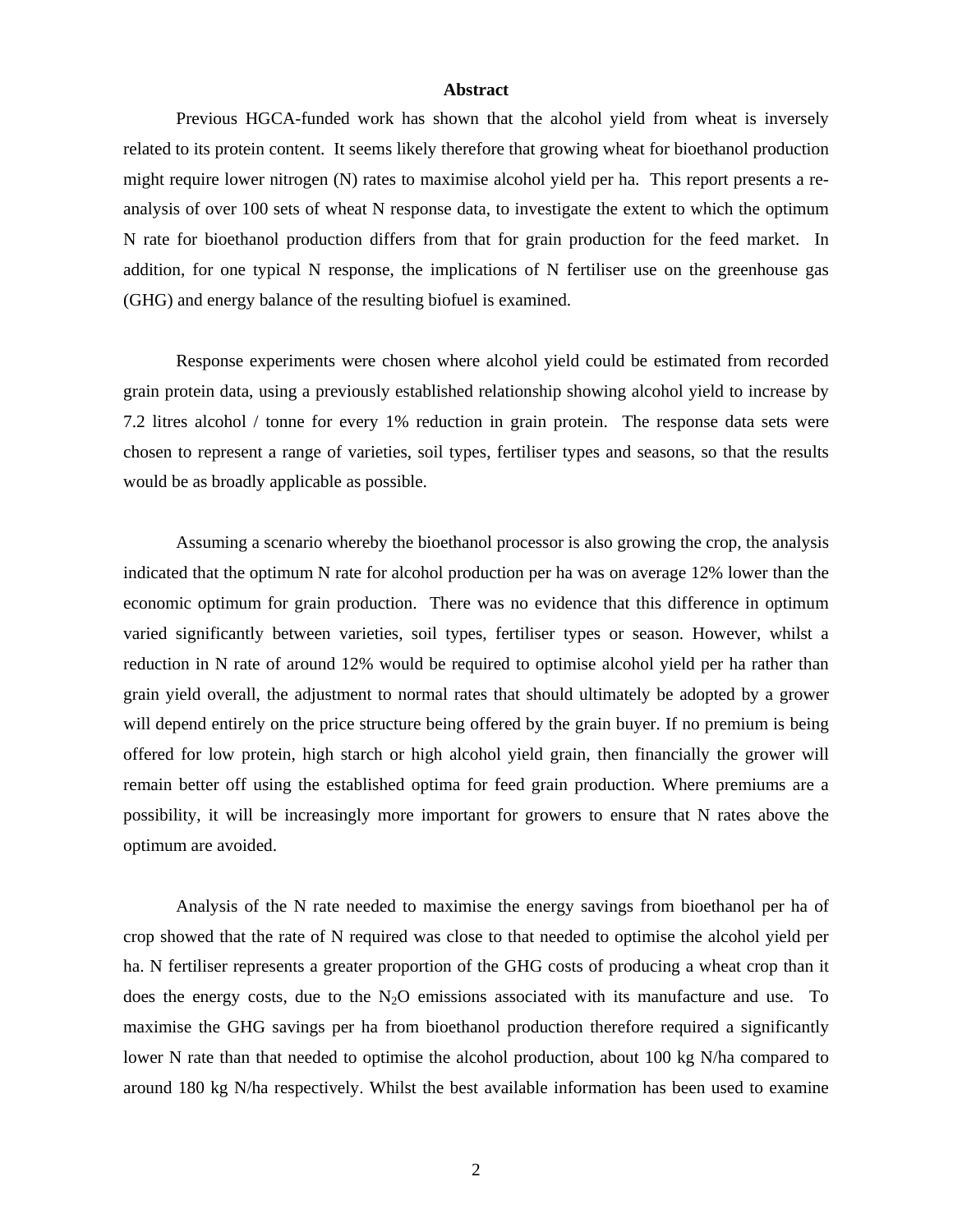**Abstract**

Previous HGCA-funded work has shown that the alcohol yield from wheat is inversely related to its protein content. It seems likely therefore that growing wheat for bioethanol production might require lower nitrogen (N) rates to maximise alcohol yield per ha. This report presents a re-analysis of over 100 sets of wheat N response data, to investigate the extent to which the optimum N rate for bioethanol production differs from that for grain production for the feed market. In addition, for one typical N response, the implications of N fertiliser use on the greenhouse gas (GHG) and energy balance of the resulting biofuel is examined.

Response experiments were chosen where alcohol yield could be estimated from recorded grain protein data, using a previously established relationship showing alcohol yield to increase by 7.2 litres alcohol / tonne for every 1% reduction in grain protein. The response data sets were chosen to represent a range of varieties, soil types, fertiliser types and seasons, so that the results would be as broadly applicable as possible.

Assuming a scenario whereby the bioethanol processor is also growing the crop, the analysis indicated that the optimum N rate for alcohol production per ha was on average 12% lower than the economic optimum for grain production. There was no evidence that this difference in optimum varied significantly between varieties, soil types, fertiliser types or season. However, whilst a reduction in N rate of around 12% would be required to optimise alcohol yield per ha rather than grain yield overall, the adjustment to normal rates that should ultimately be adopted by a grower will depend entirely on the price structure being offered by the grain buyer. If no premium is being offered for low protein, high starch or high alcohol yield grain, then financially the grower will remain better off using the established optima for feed grain production. Where premiums are a possibility, it will be increasingly more important for growers to ensure that N rates above the optimum are avoided.

Analysis of the N rate needed to maximise the energy savings from bioethanol per ha of crop showed that the rate of N required was close to that needed to optimise the alcohol yield per ha. N fertiliser represents a greater proportion of the GHG costs of producing a wheat crop than it does the energy costs, due to the $N_2O$ emissions associated with its manufacture and use. To maximise the GHG savings per ha from bioethanol production therefore required a significantly lower N rate than that needed to optimise the alcohol production, about 100 kg N/ha compared to around 180 kg N/ha respectively. Whilst the best available information has been used to examine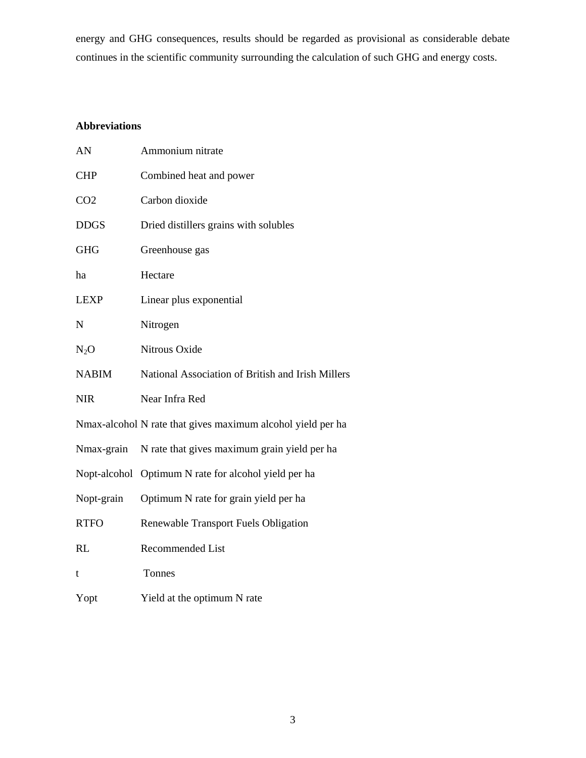energy and GHG consequences, results should be regarded as provisional as considerable debate continues in the scientific community surrounding the calculation of such GHG and energy costs.

## Abbreviations

| | |
|---|---|
| AN | Ammonium nitrate |
| CHP | Combined heat and power |
| CO2 | Carbon dioxide |
| DDGS | Dried distillers grains with solubles |
| GHG | Greenhouse gas |
| ha | Hectare |
| LEXP | Linear plus exponential |
| N | Nitrogen |
| $N_2O$ | Nitrous Oxide |
| NABIM | National Association of British and Irish Millers |
| NIR | Near Infra Red |
| Nmax-alcohol | N rate that gives maximum alcohol yield per ha |
| Nmax-grain | N rate that gives maximum grain yield per ha |
| Nopt-alcohol | Optimum N rate for alcohol yield per ha |
| Nopt-grain | Optimum N rate for grain yield per ha |
| RTFO | Renewable Transport Fuels Obligation |
| RL | Recommended List |
| t | Tonnes |
| Yopt | Yield at the optimum N rate |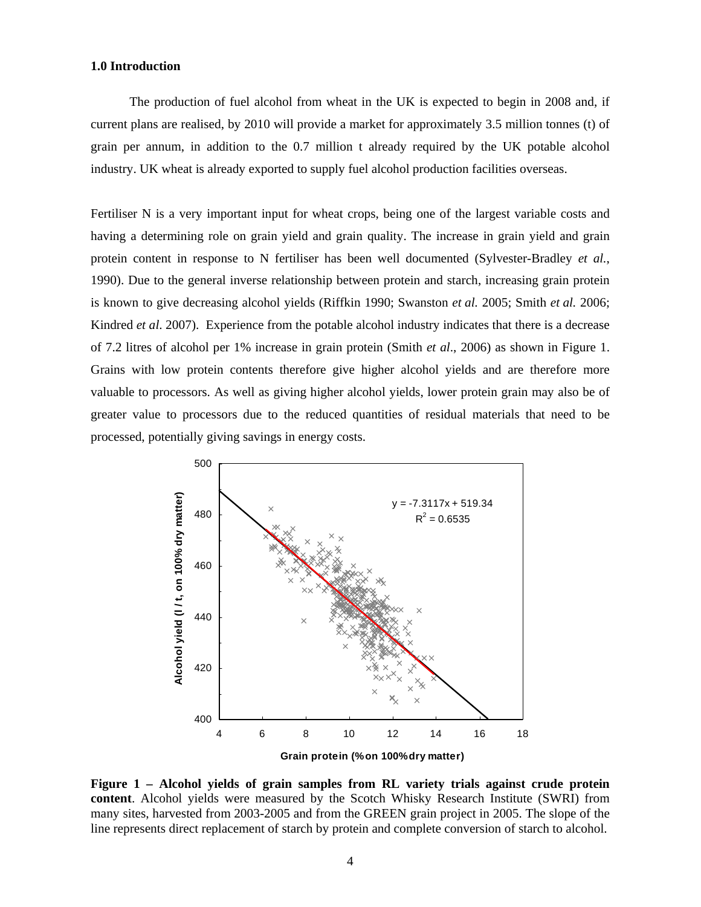## 1.0 Introduction

The production of fuel alcohol from wheat in the UK is expected to begin in 2008 and, if current plans are realised, by 2010 will provide a market for approximately 3.5 million tonnes (t) of grain per annum, in addition to the 0.7 million t already required by the UK potable alcohol industry. UK wheat is already exported to supply fuel alcohol production facilities overseas.

Fertiliser N is a very important input for wheat crops, being one of the largest variable costs and having a determining role on grain yield and grain quality. The increase in grain yield and grain protein content in response to N fertiliser has been well documented (Sylvester-Bradley *et al.*, 1990). Due to the general inverse relationship between protein and starch, increasing grain protein is known to give decreasing alcohol yields (Riffkin 1990; Swanston *et al.* 2005; Smith *et al.* 2006; Kindred *et al*. 2007). Experience from the potable alcohol industry indicates that there is a decrease of 7.2 litres of alcohol per 1% increase in grain protein (Smith *et al*., 2006) as shown in Figure 1. Grains with low protein contents therefore give higher alcohol yields and are therefore more valuable to processors. As well as giving higher alcohol yields, lower protein grain may also be of greater value to processors due to the reduced quantities of residual materials that need to be processed, potentially giving savings in energy costs.

**Figure 1 – Alcohol yields of grain samples from RL variety trials against crude protein content**. Alcohol yields were measured by the Scotch Whisky Research Institute (SWRI) from many sites, harvested from 2003-2005 and from the GREEN grain project in 2005. The slope of the line represents direct replacement of starch by protein and complete conversion of starch to alcohol.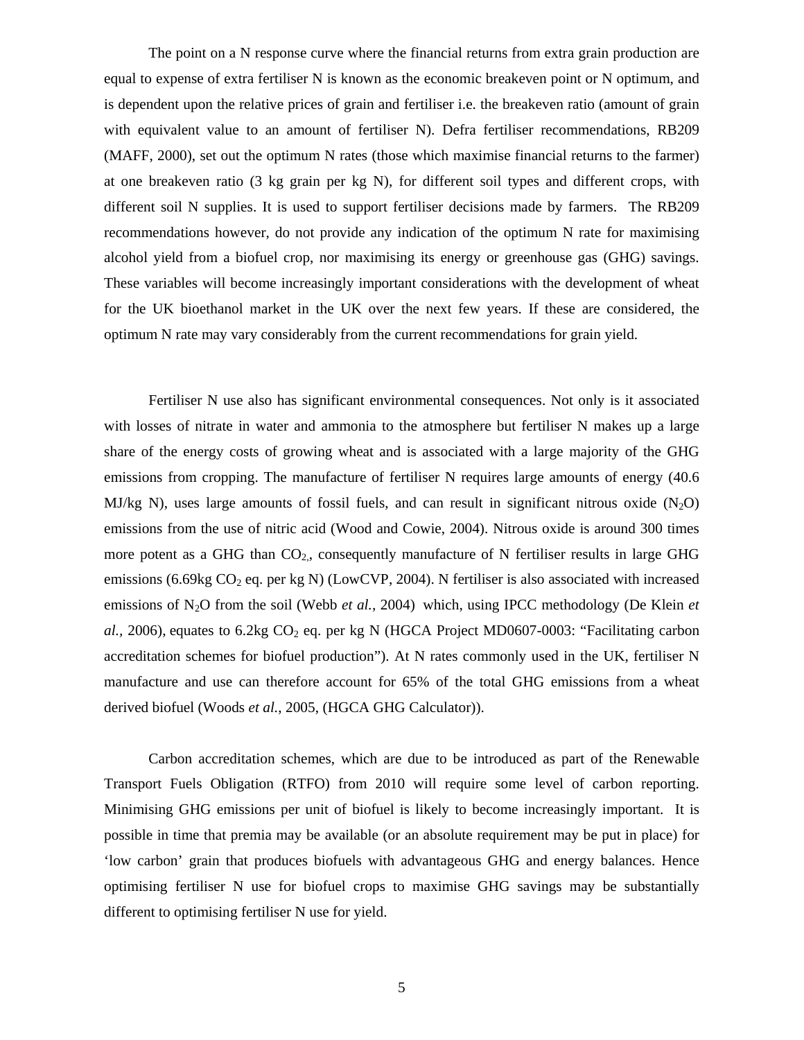The point on a N response curve where the financial returns from extra grain production are equal to expense of extra fertiliser N is known as the economic breakeven point or N optimum, and is dependent upon the relative prices of grain and fertiliser i.e. the breakeven ratio (amount of grain with equivalent value to an amount of fertiliser N). Defra fertiliser recommendations, RB209 (MAFF, 2000), set out the optimum N rates (those which maximise financial returns to the farmer) at one breakeven ratio (3 kg grain per kg N), for different soil types and different crops, with different soil N supplies. It is used to support fertiliser decisions made by farmers. The RB209 recommendations however, do not provide any indication of the optimum N rate for maximising alcohol yield from a biofuel crop, nor maximising its energy or greenhouse gas (GHG) savings. These variables will become increasingly important considerations with the development of wheat for the UK bioethanol market in the UK over the next few years. If these are considered, the optimum N rate may vary considerably from the current recommendations for grain yield.

Fertiliser N use also has significant environmental consequences. Not only is it associated with losses of nitrate in water and ammonia to the atmosphere but fertiliser N makes up a large share of the energy costs of growing wheat and is associated with a large majority of the GHG emissions from cropping. The manufacture of fertiliser N requires large amounts of energy (40.6 MJ/kg N), uses large amounts of fossil fuels, and can result in significant nitrous oxide ($N_2O$) emissions from the use of nitric acid (Wood and Cowie, 2004). Nitrous oxide is around 300 times more potent as a GHG than $CO_2$,, consequently manufacture of N fertiliser results in large GHG emissions (6.69kg $CO_2$ eq. per kg N) (LowCVP, 2004). N fertiliser is also associated with increased emissions of $N_2O$ from the soil (Webb *et al.,* 2004) which, using IPCC methodology (De Klein *et al.,* 2006), equates to 6.2kg $CO_2$ eq. per kg N (HGCA Project MD0607-0003: "Facilitating carbon accreditation schemes for biofuel production"). At N rates commonly used in the UK, fertiliser N manufacture and use can therefore account for 65% of the total GHG emissions from a wheat derived biofuel (Woods *et al.*, 2005, (HGCA GHG Calculator)).

Carbon accreditation schemes, which are due to be introduced as part of the Renewable Transport Fuels Obligation (RTFO) from 2010 will require some level of carbon reporting. Minimising GHG emissions per unit of biofuel is likely to become increasingly important. It is possible in time that premia may be available (or an absolute requirement may be put in place) for 'low carbon' grain that produces biofuels with advantageous GHG and energy balances. Hence optimising fertiliser N use for biofuel crops to maximise GHG savings may be substantially different to optimising fertiliser N use for yield.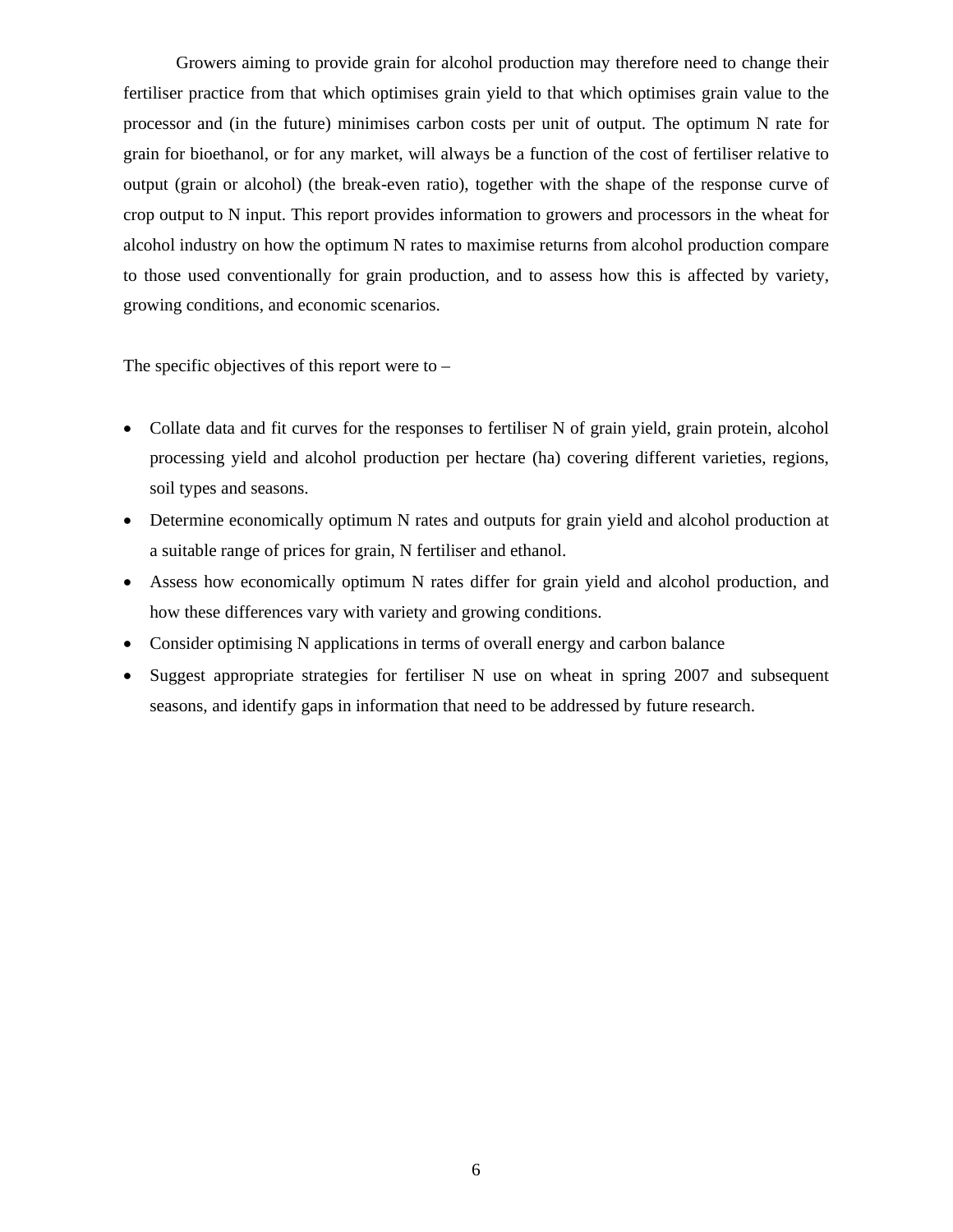Growers aiming to provide grain for alcohol production may therefore need to change their fertiliser practice from that which optimises grain yield to that which optimises grain value to the processor and (in the future) minimises carbon costs per unit of output. The optimum N rate for grain for bioethanol, or for any market, will always be a function of the cost of fertiliser relative to output (grain or alcohol) (the break-even ratio), together with the shape of the response curve of crop output to N input. This report provides information to growers and processors in the wheat for alcohol industry on how the optimum N rates to maximise returns from alcohol production compare to those used conventionally for grain production, and to assess how this is affected by variety, growing conditions, and economic scenarios.

The specific objectives of this report were to –

- Collate data and fit curves for the responses to fertiliser N of grain yield, grain protein, alcohol processing yield and alcohol production per hectare (ha) covering different varieties, regions, soil types and seasons.
- Determine economically optimum N rates and outputs for grain yield and alcohol production at a suitable range of prices for grain, N fertiliser and ethanol.
- Assess how economically optimum N rates differ for grain yield and alcohol production, and how these differences vary with variety and growing conditions.
- Consider optimising N applications in terms of overall energy and carbon balance
- Suggest appropriate strategies for fertiliser N use on wheat in spring 2007 and subsequent seasons, and identify gaps in information that need to be addressed by future research.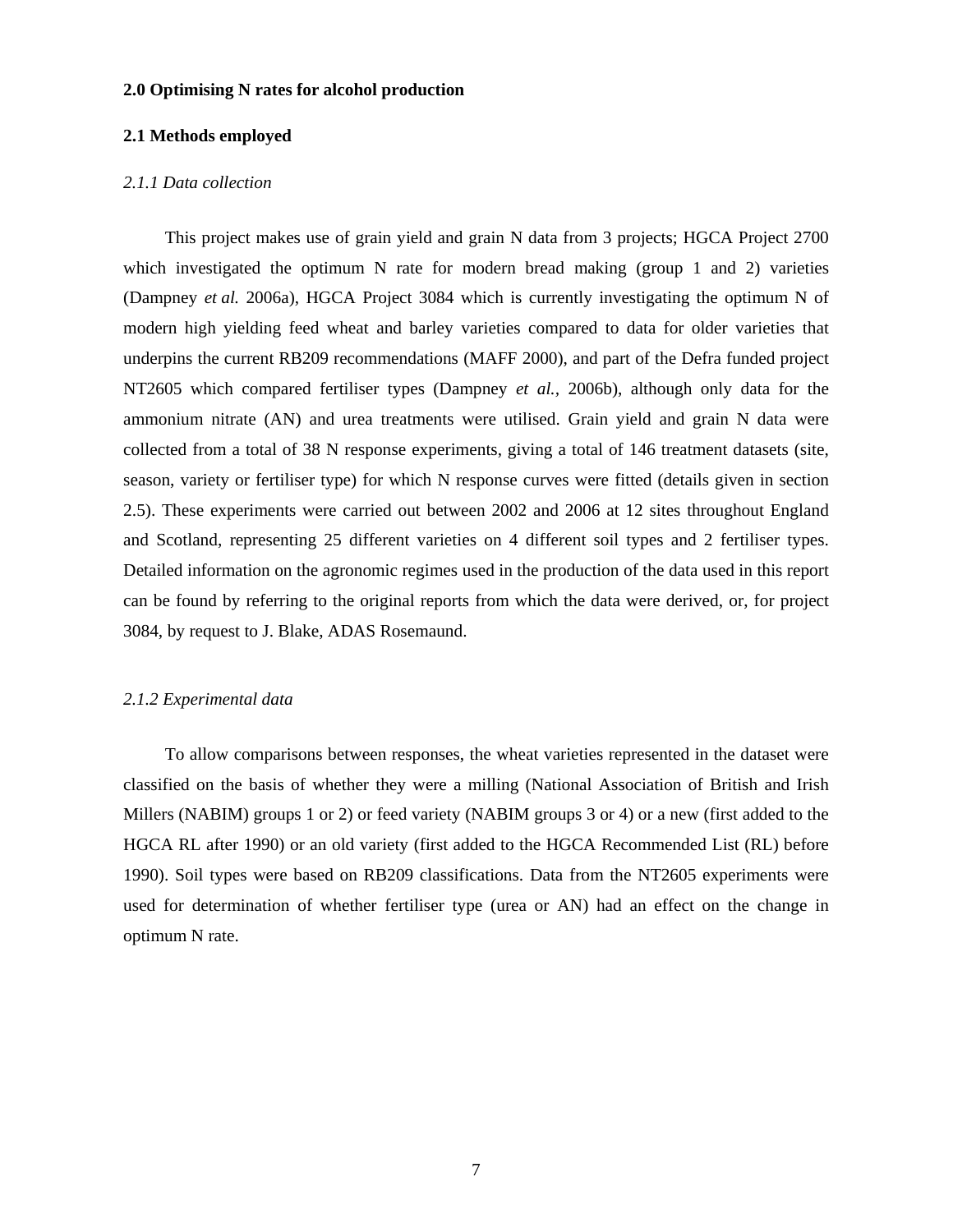## 2.0 Optimising N rates for alcohol production

### 2.1 Methods employed

#### *2.1.1 Data collection*

This project makes use of grain yield and grain N data from 3 projects; HGCA Project 2700 which investigated the optimum N rate for modern bread making (group 1 and 2) varieties (Dampney *et al.* 2006a), HGCA Project 3084 which is currently investigating the optimum N of modern high yielding feed wheat and barley varieties compared to data for older varieties that underpins the current RB209 recommendations (MAFF 2000), and part of the Defra funded project NT2605 which compared fertiliser types (Dampney *et al.*, 2006b), although only data for the ammonium nitrate (AN) and urea treatments were utilised. Grain yield and grain N data were collected from a total of 38 N response experiments, giving a total of 146 treatment datasets (site, season, variety or fertiliser type) for which N response curves were fitted (details given in section 2.5). These experiments were carried out between 2002 and 2006 at 12 sites throughout England and Scotland, representing 25 different varieties on 4 different soil types and 2 fertiliser types. Detailed information on the agronomic regimes used in the production of the data used in this report can be found by referring to the original reports from which the data were derived, or, for project 3084, by request to J. Blake, ADAS Rosemaund.

#### *2.1.2 Experimental data*

To allow comparisons between responses, the wheat varieties represented in the dataset were classified on the basis of whether they were a milling (National Association of British and Irish Millers (NABIM) groups 1 or 2) or feed variety (NABIM groups 3 or 4) or a new (first added to the HGCA RL after 1990) or an old variety (first added to the HGCA Recommended List (RL) before 1990). Soil types were based on RB209 classifications. Data from the NT2605 experiments were used for determination of whether fertiliser type (urea or AN) had an effect on the change in optimum N rate.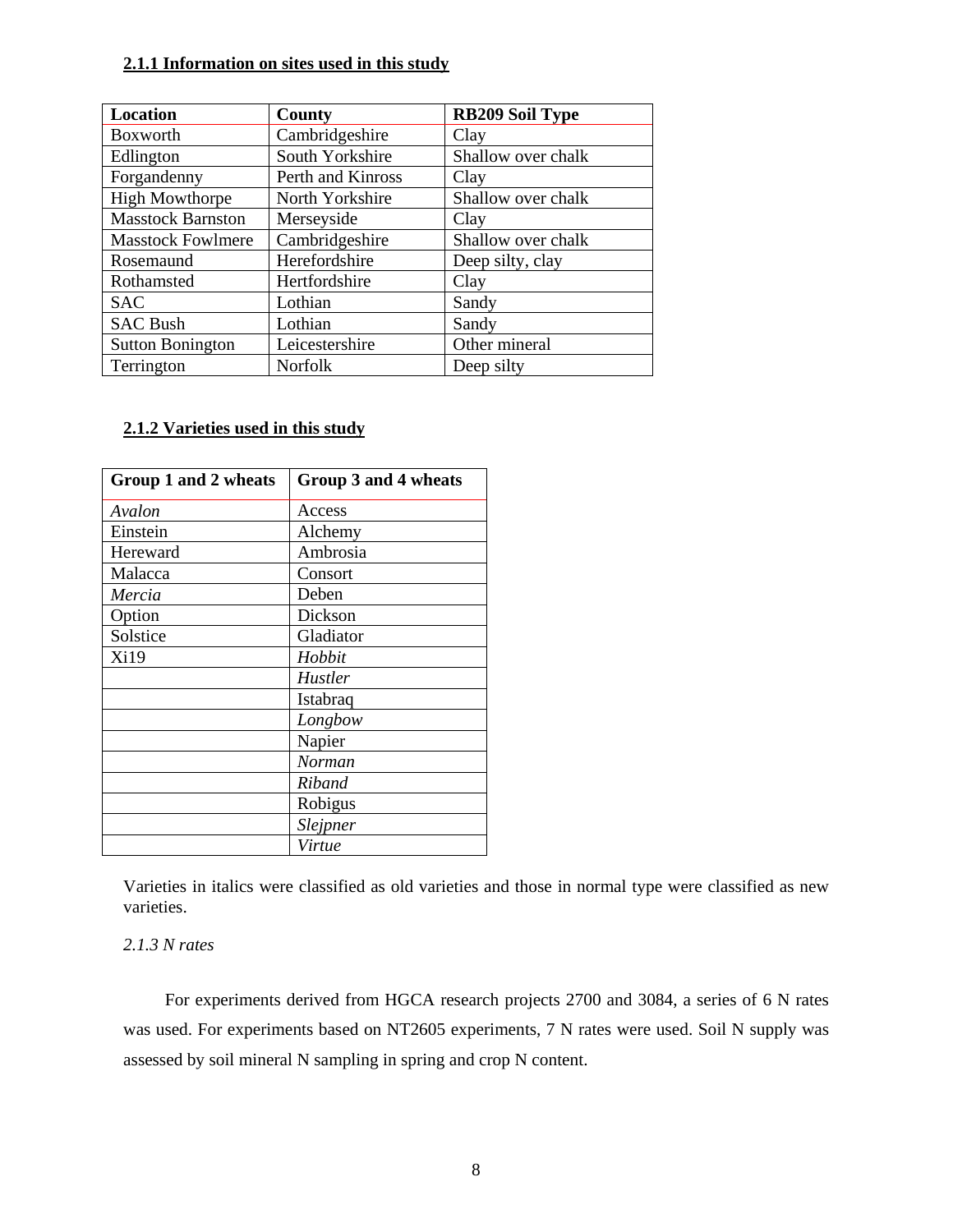### 2.1.1 Information on sites used in this study

| Location | County | RB209 Soil Type |
|---|---|---|
| Boxworth | Cambridgeshire | Clay |
| Edlington | South Yorkshire | Shallow over chalk |
| Forgandenny | Perth and Kinross | Clay |
| High Mowthorpe | North Yorkshire | Shallow over chalk |
| Masstock Barnston | Merseyside | Clay |
| Masstock Fowlmere | Cambridgeshire | Shallow over chalk |
| Rosemaund | Herefordshire | Deep silty, clay |
| Rothamsted | Hertfordshire | Clay |
| SAC | Lothian | Sandy |
| SAC Bush | Lothian | Sandy |
| Sutton Bonington | Leicestershire | Other mineral |
| Terrington | Norfolk | Deep silty |

### 2.1.2 Varieties used in this study

| Group 1 and 2 wheats | Group 3 and 4 wheats |
|---|---|
| *Avalon* | Access |
| Einstein | Alchemy |
| Hereward | Ambrosia |
| Malacca | Consort |
| *Mercia* | Deben |
| Option | Dickson |
| Solstice | Gladiator |
| Xi19 | *Hobbit* |
| | *Hustler* |
| | Istabraq |
| | *Longbow* |
| | Napier |
| | *Norman* |
| | *Riband* |
| | Robigus |
| | *Slejpner* |
| | *Virtue* |

Varieties in italics were classified as old varieties and those in normal type were classified as new varieties.

*2.1.3 N rates*

For experiments derived from HGCA research projects 2700 and 3084, a series of 6 N rates was used. For experiments based on NT2605 experiments, 7 N rates were used. Soil N supply was assessed by soil mineral N sampling in spring and crop N content.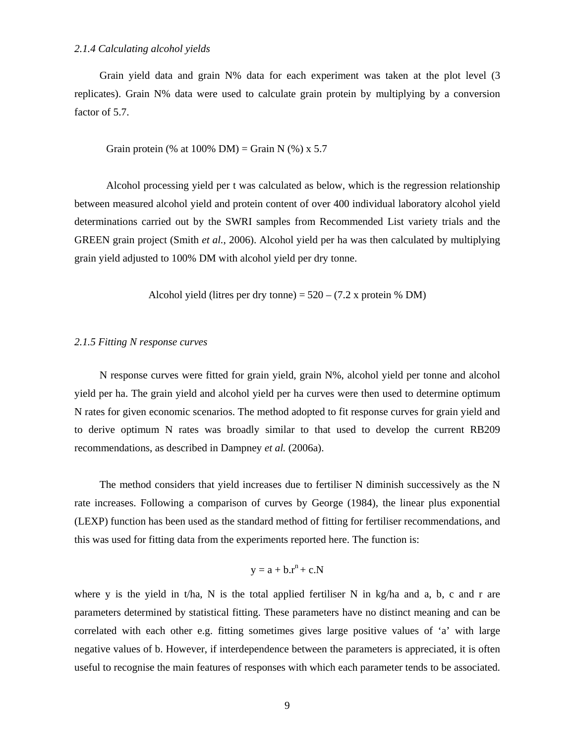### *2.1.4 Calculating alcohol yields*

Grain yield data and grain N% data for each experiment was taken at the plot level (3 replicates). Grain N% data were used to calculate grain protein by multiplying by a conversion factor of 5.7.

Grain protein (% at 100% DM) = Grain N (%) x 5.7

Alcohol processing yield per t was calculated as below, which is the regression relationship between measured alcohol yield and protein content of over 400 individual laboratory alcohol yield determinations carried out by the SWRI samples from Recommended List variety trials and the GREEN grain project (Smith *et al.*, 2006). Alcohol yield per ha was then calculated by multiplying grain yield adjusted to 100% DM with alcohol yield per dry tonne.

Alcohol yield (litres per dry tonne) = 520 – (7.2 x protein % DM)

### *2.1.5 Fitting N response curves*

N response curves were fitted for grain yield, grain N%, alcohol yield per tonne and alcohol yield per ha. The grain yield and alcohol yield per ha curves were then used to determine optimum N rates for given economic scenarios. The method adopted to fit response curves for grain yield and to derive optimum N rates was broadly similar to that used to develop the current RB209 recommendations, as described in Dampney *et al.* (2006a).

The method considers that yield increases due to fertiliser N diminish successively as the N rate increases. Following a comparison of curves by George (1984), the linear plus exponential (LEXP) function has been used as the standard method of fitting for fertiliser recommendations, and this was used for fitting data from the experiments reported here. The function is:

$$y = a + b.r^{n} + c.N$$

where y is the yield in t/ha, N is the total applied fertiliser N in kg/ha and a, b, c and r are parameters determined by statistical fitting. These parameters have no distinct meaning and can be correlated with each other e.g. fitting sometimes gives large positive values of 'a' with large negative values of b. However, if interdependence between the parameters is appreciated, it is often useful to recognise the main features of responses with which each parameter tends to be associated.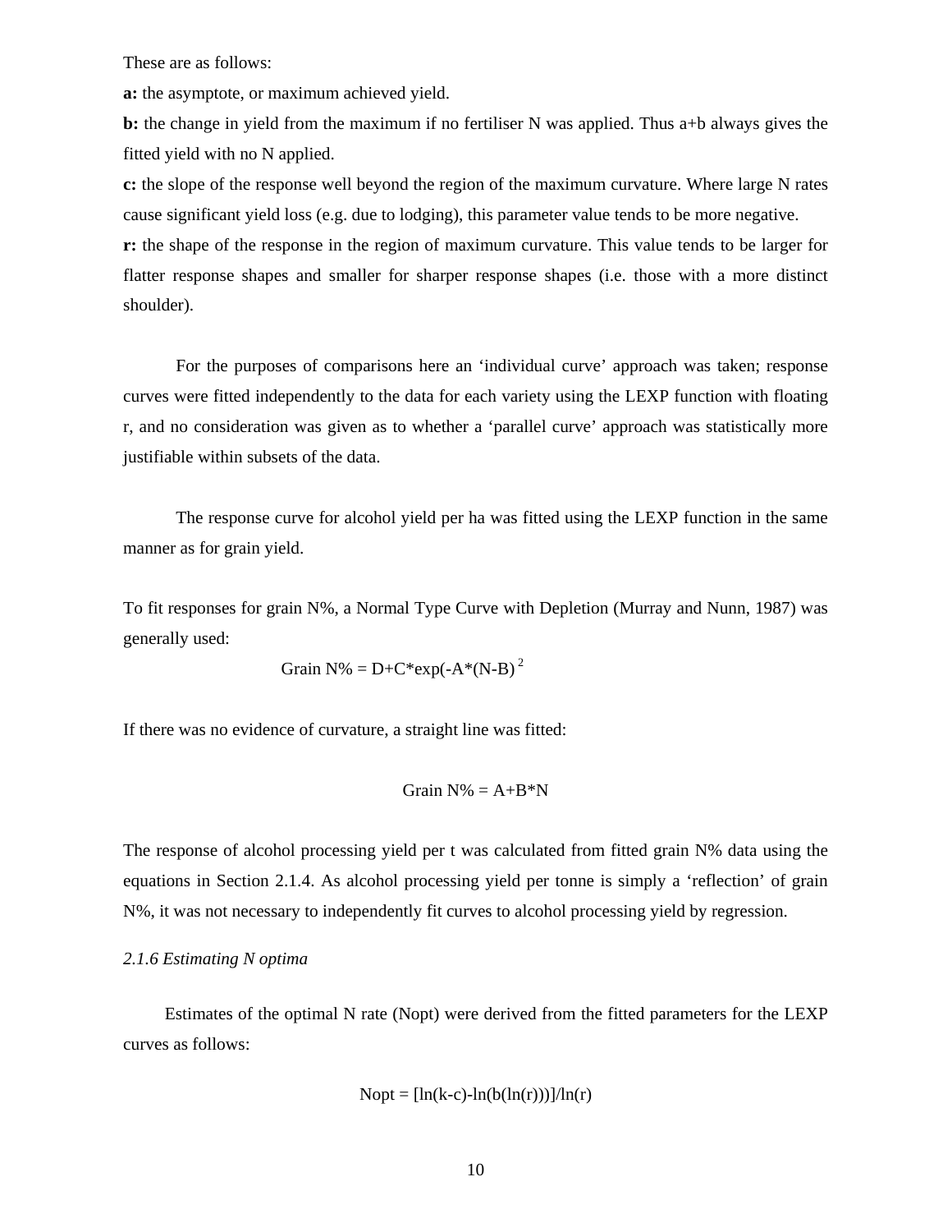These are as follows:

**a:** the asymptote, or maximum achieved yield.

**b:** the change in yield from the maximum if no fertiliser N was applied. Thus a+b always gives the fitted yield with no N applied.

**c:** the slope of the response well beyond the region of the maximum curvature. Where large N rates cause significant yield loss (e.g. due to lodging), this parameter value tends to be more negative.

**r:** the shape of the response in the region of maximum curvature. This value tends to be larger for flatter response shapes and smaller for sharper response shapes (i.e. those with a more distinct shoulder).

For the purposes of comparisons here an ‘individual curve’ approach was taken; response curves were fitted independently to the data for each variety using the LEXP function with floating r, and no consideration was given as to whether a ‘parallel curve’ approach was statistically more justifiable within subsets of the data.

The response curve for alcohol yield per ha was fitted using the LEXP function in the same manner as for grain yield.

To fit responses for grain N%, a Normal Type Curve with Depletion (Murray and Nunn, 1987) was generally used:

$$\text{Grain N\%} = D+C*\exp(-A*(N-B)^{2}$$

If there was no evidence of curvature, a straight line was fitted:

$$\text{Grain N\%} = A+B*N$$

The response of alcohol processing yield per t was calculated from fitted grain N% data using the equations in Section 2.1.4. As alcohol processing yield per tonne is simply a ‘reflection’ of grain N%, it was not necessary to independently fit curves to alcohol processing yield by regression.

### *2.1.6 Estimating N optima*

Estimates of the optimal N rate (Nopt) were derived from the fitted parameters for the LEXP curves as follows:

$$\text{Nopt} = [\ln(k-c)-\ln(b(\ln(r)))]/\ln(r)$$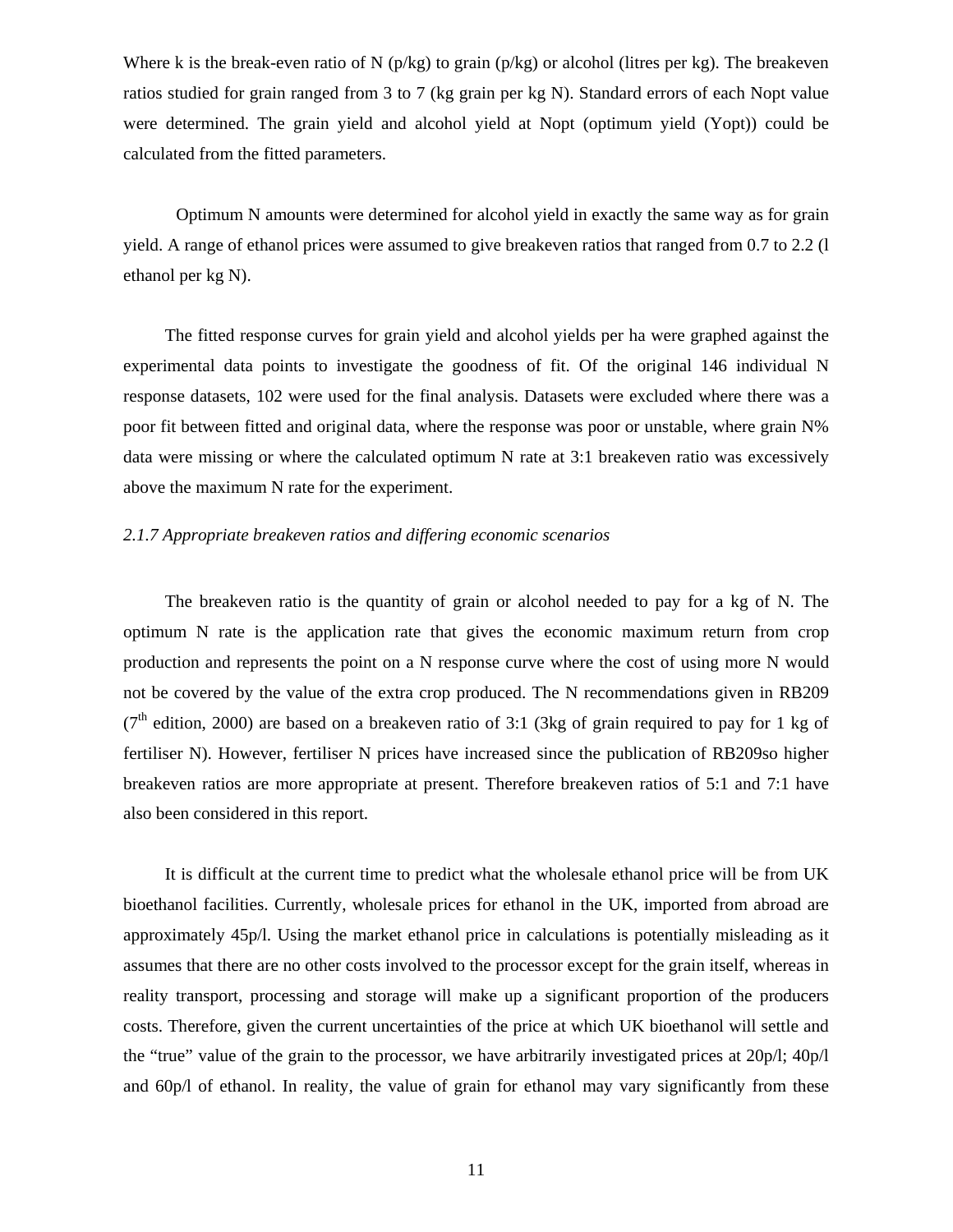Where k is the break-even ratio of N (p/kg) to grain (p/kg) or alcohol (litres per kg). The breakeven ratios studied for grain ranged from 3 to 7 (kg grain per kg N). Standard errors of each Nopt value were determined. The grain yield and alcohol yield at Nopt (optimum yield (Yopt)) could be calculated from the fitted parameters.

Optimum N amounts were determined for alcohol yield in exactly the same way as for grain yield. A range of ethanol prices were assumed to give breakeven ratios that ranged from 0.7 to 2.2 (l ethanol per kg N).

The fitted response curves for grain yield and alcohol yields per ha were graphed against the experimental data points to investigate the goodness of fit. Of the original 146 individual N response datasets, 102 were used for the final analysis. Datasets were excluded where there was a poor fit between fitted and original data, where the response was poor or unstable, where grain N% data were missing or where the calculated optimum N rate at 3:1 breakeven ratio was excessively above the maximum N rate for the experiment.

*2.1.7 Appropriate breakeven ratios and differing economic scenarios*

The breakeven ratio is the quantity of grain or alcohol needed to pay for a kg of N. The optimum N rate is the application rate that gives the economic maximum return from crop production and represents the point on a N response curve where the cost of using more N would not be covered by the value of the extra crop produced. The N recommendations given in RB209 (7th edition, 2000) are based on a breakeven ratio of 3:1 (3kg of grain required to pay for 1 kg of fertiliser N). However, fertiliser N prices have increased since the publication of RB209so higher breakeven ratios are more appropriate at present. Therefore breakeven ratios of 5:1 and 7:1 have also been considered in this report.

It is difficult at the current time to predict what the wholesale ethanol price will be from UK bioethanol facilities. Currently, wholesale prices for ethanol in the UK, imported from abroad are approximately 45p/l. Using the market ethanol price in calculations is potentially misleading as it assumes that there are no other costs involved to the processor except for the grain itself, whereas in reality transport, processing and storage will make up a significant proportion of the producers costs. Therefore, given the current uncertainties of the price at which UK bioethanol will settle and the "true" value of the grain to the processor, we have arbitrarily investigated prices at 20p/l; 40p/l and 60p/l of ethanol. In reality, the value of grain for ethanol may vary significantly from these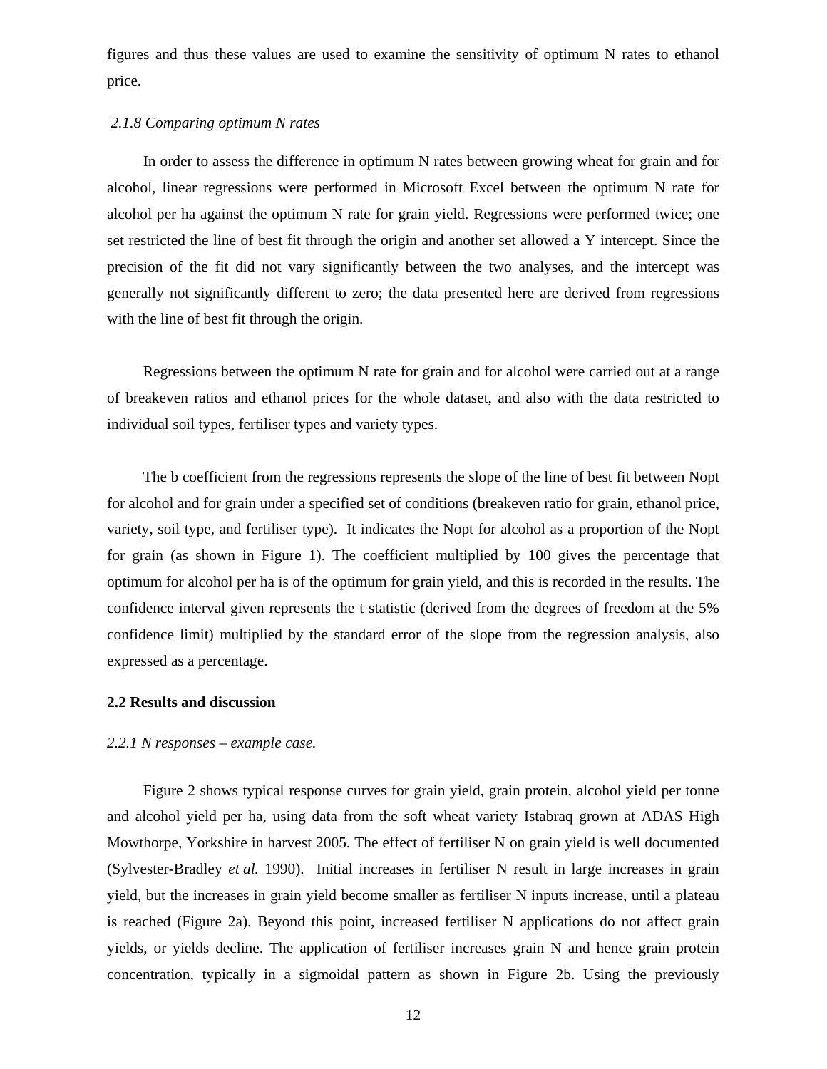figures and thus these values are used to examine the sensitivity of optimum N rates to ethanol price.

### *2.1.8 Comparing optimum N rates*

In order to assess the difference in optimum N rates between growing wheat for grain and for alcohol, linear regressions were performed in Microsoft Excel between the optimum N rate for alcohol per ha against the optimum N rate for grain yield. Regressions were performed twice; one set restricted the line of best fit through the origin and another set allowed a Y intercept. Since the precision of the fit did not vary significantly between the two analyses, and the intercept was generally not significantly different to zero; the data presented here are derived from regressions with the line of best fit through the origin.

Regressions between the optimum N rate for grain and for alcohol were carried out at a range of breakeven ratios and ethanol prices for the whole dataset, and also with the data restricted to individual soil types, fertiliser types and variety types.

The b coefficient from the regressions represents the slope of the line of best fit between Nopt for alcohol and for grain under a specified set of conditions (breakeven ratio for grain, ethanol price, variety, soil type, and fertiliser type). It indicates the Nopt for alcohol as a proportion of the Nopt for grain (as shown in Figure 1). The coefficient multiplied by 100 gives the percentage that optimum for alcohol per ha is of the optimum for grain yield, and this is recorded in the results. The confidence interval given represents the t statistic (derived from the degrees of freedom at the 5% confidence limit) multiplied by the standard error of the slope from the regression analysis, also expressed as a percentage.

## 2.2 Results and discussion

### *2.2.1 N responses – example case.*

Figure 2 shows typical response curves for grain yield, grain protein, alcohol yield per tonne and alcohol yield per ha, using data from the soft wheat variety Istabraq grown at ADAS High Mowthorpe, Yorkshire in harvest 2005. The effect of fertiliser N on grain yield is well documented (Sylvester-Bradley *et al.* 1990). Initial increases in fertiliser N result in large increases in grain yield, but the increases in grain yield become smaller as fertiliser N inputs increase, until a plateau is reached (Figure 2a). Beyond this point, increased fertiliser N applications do not affect grain yields, or yields decline. The application of fertiliser increases grain N and hence grain protein concentration, typically in a sigmoidal pattern as shown in Figure 2b. Using the previously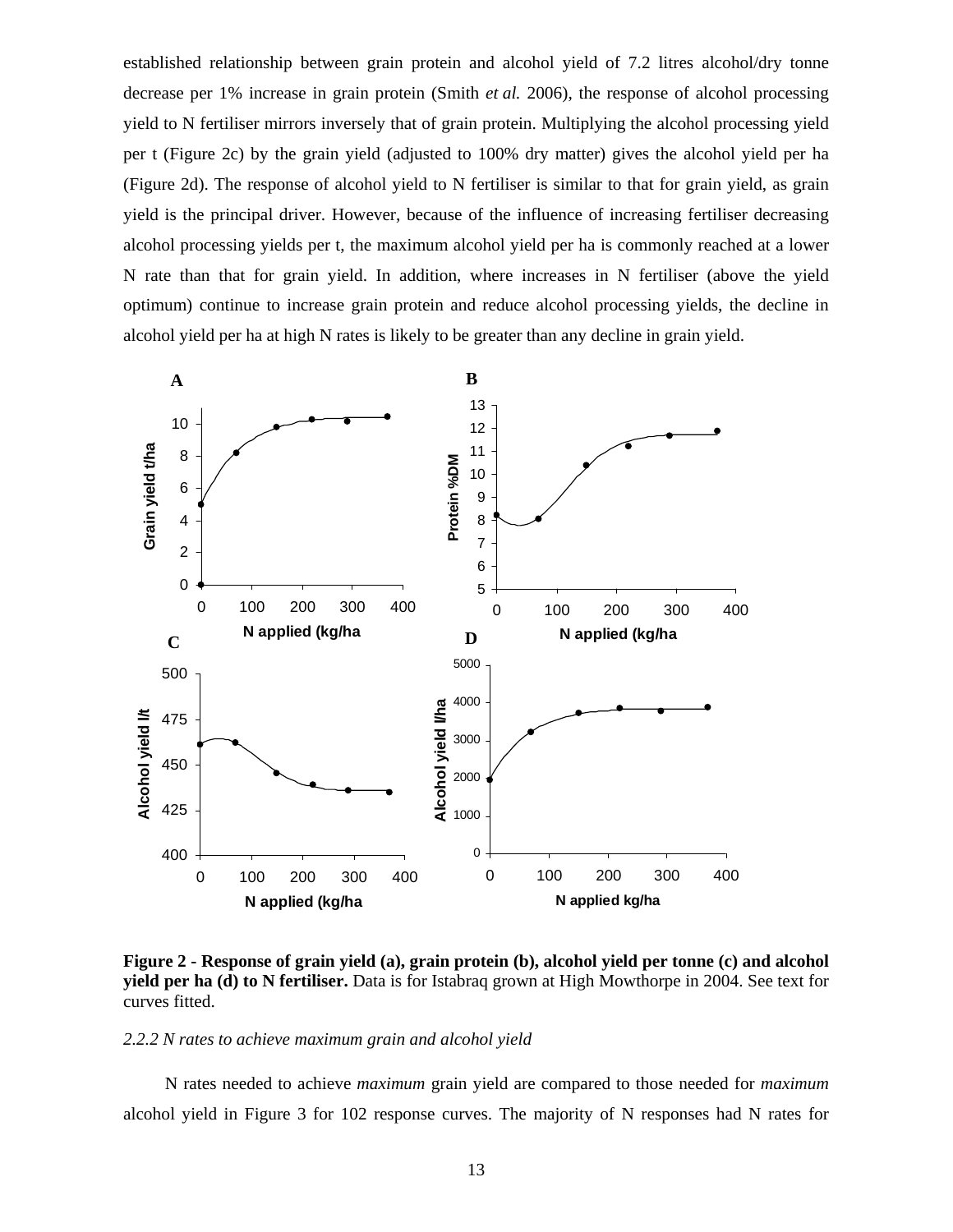established relationship between grain protein and alcohol yield of 7.2 litres alcohol/dry tonne decrease per 1% increase in grain protein (Smith *et al.* 2006), the response of alcohol processing yield to N fertiliser mirrors inversely that of grain protein. Multiplying the alcohol processing yield per t (Figure 2c) by the grain yield (adjusted to 100% dry matter) gives the alcohol yield per ha (Figure 2d). The response of alcohol yield to N fertiliser is similar to that for grain yield, as grain yield is the principal driver. However, because of the influence of increasing fertiliser decreasing alcohol processing yields per t, the maximum alcohol yield per ha is commonly reached at a lower N rate than that for grain yield. In addition, where increases in N fertiliser (above the yield optimum) continue to increase grain protein and reduce alcohol processing yields, the decline in alcohol yield per ha at high N rates is likely to be greater than any decline in grain yield.

**Figure 2 - Response of grain yield (a), grain protein (b), alcohol yield per tonne (c) and alcohol yield per ha (d) to N fertiliser.** Data is for Istabraq grown at High Mowthorpe in 2004. See text for curves fitted.

*2.2.2 N rates to achieve maximum grain and alcohol yield*

N rates needed to achieve *maximum* grain yield are compared to those needed for *maximum* alcohol yield in Figure 3 for 102 response curves. The majority of N responses had N rates for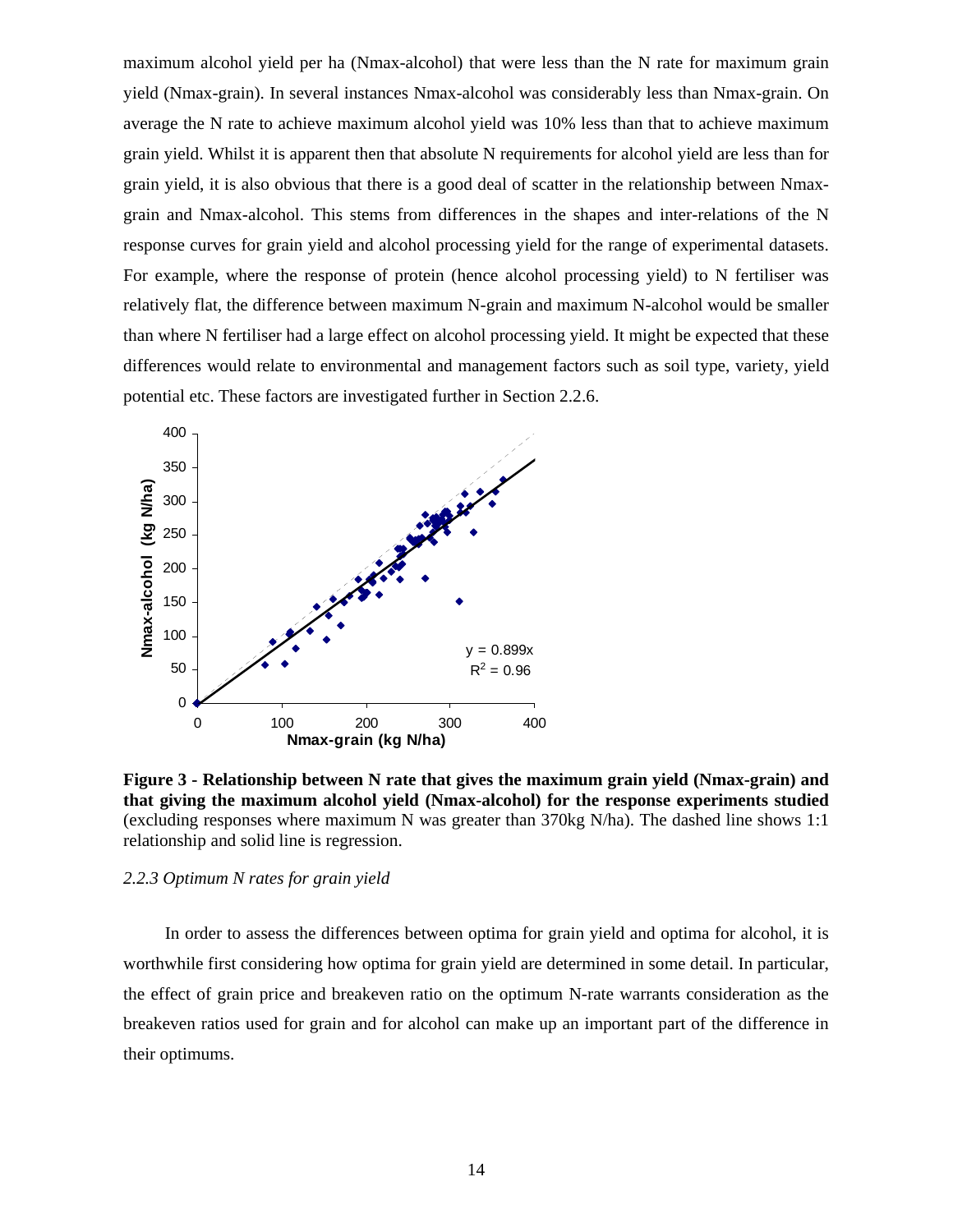maximum alcohol yield per ha (Nmax-alcohol) that were less than the N rate for maximum grain yield (Nmax-grain). In several instances Nmax-alcohol was considerably less than Nmax-grain. On average the N rate to achieve maximum alcohol yield was 10% less than that to achieve maximum grain yield. Whilst it is apparent then that absolute N requirements for alcohol yield are less than for grain yield, it is also obvious that there is a good deal of scatter in the relationship between Nmax-grain and Nmax-alcohol. This stems from differences in the shapes and inter-relations of the N response curves for grain yield and alcohol processing yield for the range of experimental datasets. For example, where the response of protein (hence alcohol processing yield) to N fertiliser was relatively flat, the difference between maximum N-grain and maximum N-alcohol would be smaller than where N fertiliser had a large effect on alcohol processing yield. It might be expected that these differences would relate to environmental and management factors such as soil type, variety, yield potential etc. These factors are investigated further in Section 2.2.6.

**Figure 3 - Relationship between N rate that gives the maximum grain yield (Nmax-grain) and that giving the maximum alcohol yield (Nmax-alcohol) for the response experiments studied** (excluding responses where maximum N was greater than 370kg N/ha). The dashed line shows 1:1 relationship and solid line is regression.

### *2.2.3 Optimum N rates for grain yield*

In order to assess the differences between optima for grain yield and optima for alcohol, it is worthwhile first considering how optima for grain yield are determined in some detail. In particular, the effect of grain price and breakeven ratio on the optimum N-rate warrants consideration as the breakeven ratios used for grain and for alcohol can make up an important part of the difference in their optimums.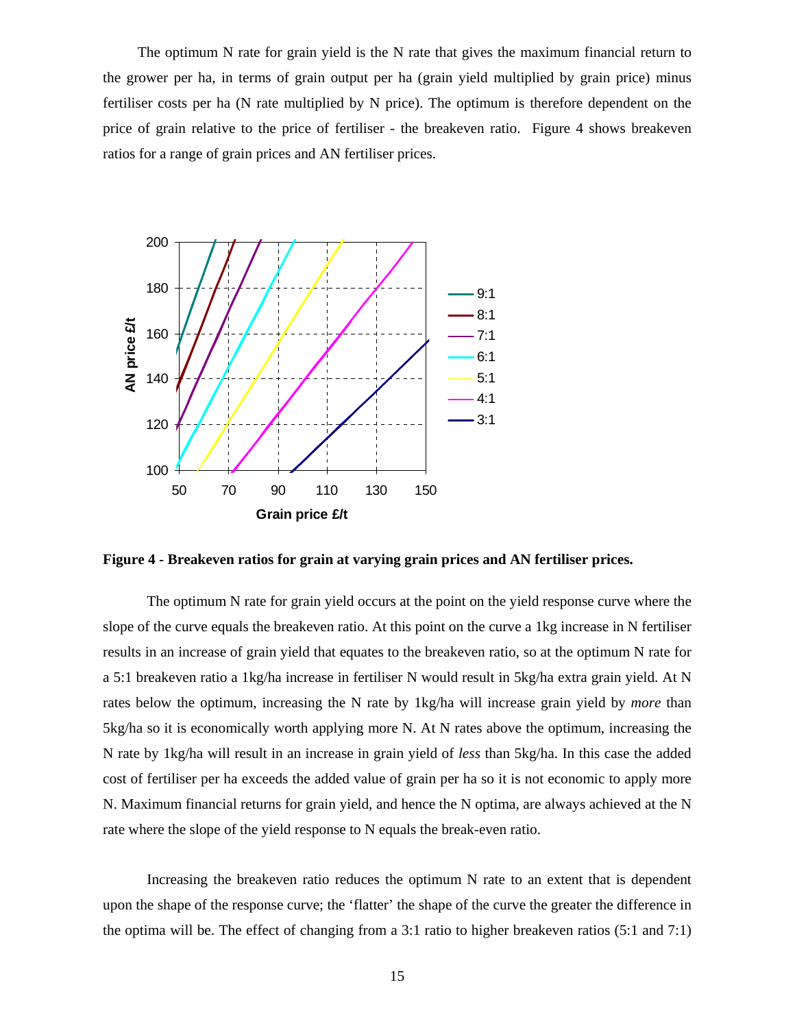The optimum N rate for grain yield is the N rate that gives the maximum financial return to the grower per ha, in terms of grain output per ha (grain yield multiplied by grain price) minus fertiliser costs per ha (N rate multiplied by N price). The optimum is therefore dependent on the price of grain relative to the price of fertiliser - the breakeven ratio. Figure 4 shows breakeven ratios for a range of grain prices and AN fertiliser prices.

**Figure 4 - Breakeven ratios for grain at varying grain prices and AN fertiliser prices.**

The optimum N rate for grain yield occurs at the point on the yield response curve where the slope of the curve equals the breakeven ratio. At this point on the curve a 1kg increase in N fertiliser results in an increase of grain yield that equates to the breakeven ratio, so at the optimum N rate for a 5:1 breakeven ratio a 1kg/ha increase in fertiliser N would result in 5kg/ha extra grain yield. At N rates below the optimum, increasing the N rate by 1kg/ha will increase grain yield by *more* than 5kg/ha so it is economically worth applying more N. At N rates above the optimum, increasing the N rate by 1kg/ha will result in an increase in grain yield of *less* than 5kg/ha. In this case the added cost of fertiliser per ha exceeds the added value of grain per ha so it is not economic to apply more N. Maximum financial returns for grain yield, and hence the N optima, are always achieved at the N rate where the slope of the yield response to N equals the break-even ratio.

Increasing the breakeven ratio reduces the optimum N rate to an extent that is dependent upon the shape of the response curve; the 'flatter' the shape of the curve the greater the difference in the optima will be. The effect of changing from a 3:1 ratio to higher breakeven ratios (5:1 and 7:1)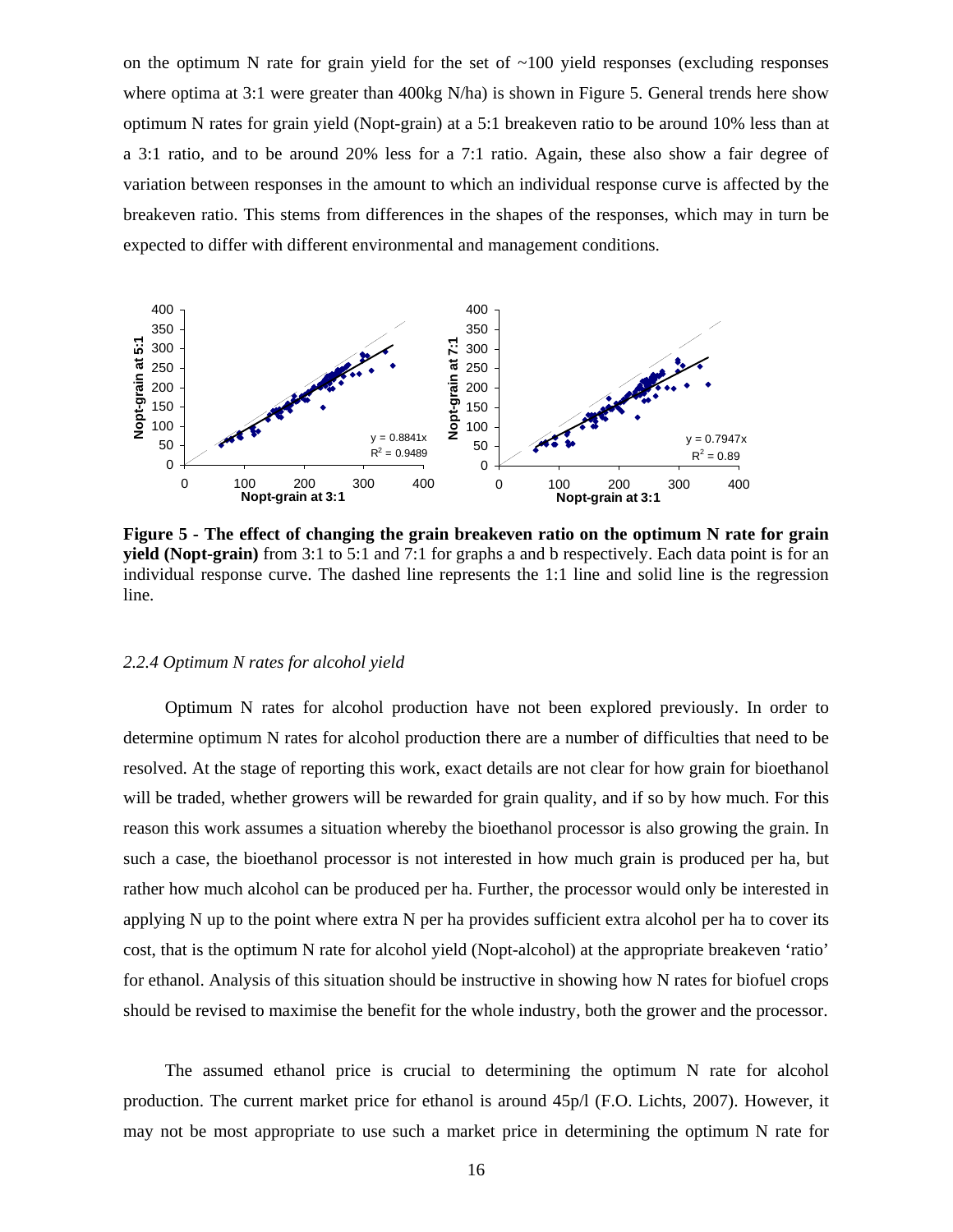on the optimum N rate for grain yield for the set of ~100 yield responses (excluding responses where optima at 3:1 were greater than 400kg N/ha) is shown in Figure 5. General trends here show optimum N rates for grain yield (Nopt-grain) at a 5:1 breakeven ratio to be around 10% less than at a 3:1 ratio, and to be around 20% less for a 7:1 ratio. Again, these also show a fair degree of variation between responses in the amount to which an individual response curve is affected by the breakeven ratio. This stems from differences in the shapes of the responses, which may in turn be expected to differ with different environmental and management conditions.

**Figure 5 - The effect of changing the grain breakeven ratio on the optimum N rate for grain yield (Nopt-grain)** from 3:1 to 5:1 and 7:1 for graphs a and b respectively. Each data point is for an individual response curve. The dashed line represents the 1:1 line and solid line is the regression line.

### *2.2.4 Optimum N rates for alcohol yield*

Optimum N rates for alcohol production have not been explored previously. In order to determine optimum N rates for alcohol production there are a number of difficulties that need to be resolved. At the stage of reporting this work, exact details are not clear for how grain for bioethanol will be traded, whether growers will be rewarded for grain quality, and if so by how much. For this reason this work assumes a situation whereby the bioethanol processor is also growing the grain. In such a case, the bioethanol processor is not interested in how much grain is produced per ha, but rather how much alcohol can be produced per ha. Further, the processor would only be interested in applying N up to the point where extra N per ha provides sufficient extra alcohol per ha to cover its cost, that is the optimum N rate for alcohol yield (Nopt-alcohol) at the appropriate breakeven 'ratio' for ethanol. Analysis of this situation should be instructive in showing how N rates for biofuel crops should be revised to maximise the benefit for the whole industry, both the grower and the processor.

The assumed ethanol price is crucial to determining the optimum N rate for alcohol production. The current market price for ethanol is around 45p/l (F.O. Lichts, 2007). However, it may not be most appropriate to use such a market price in determining the optimum N rate for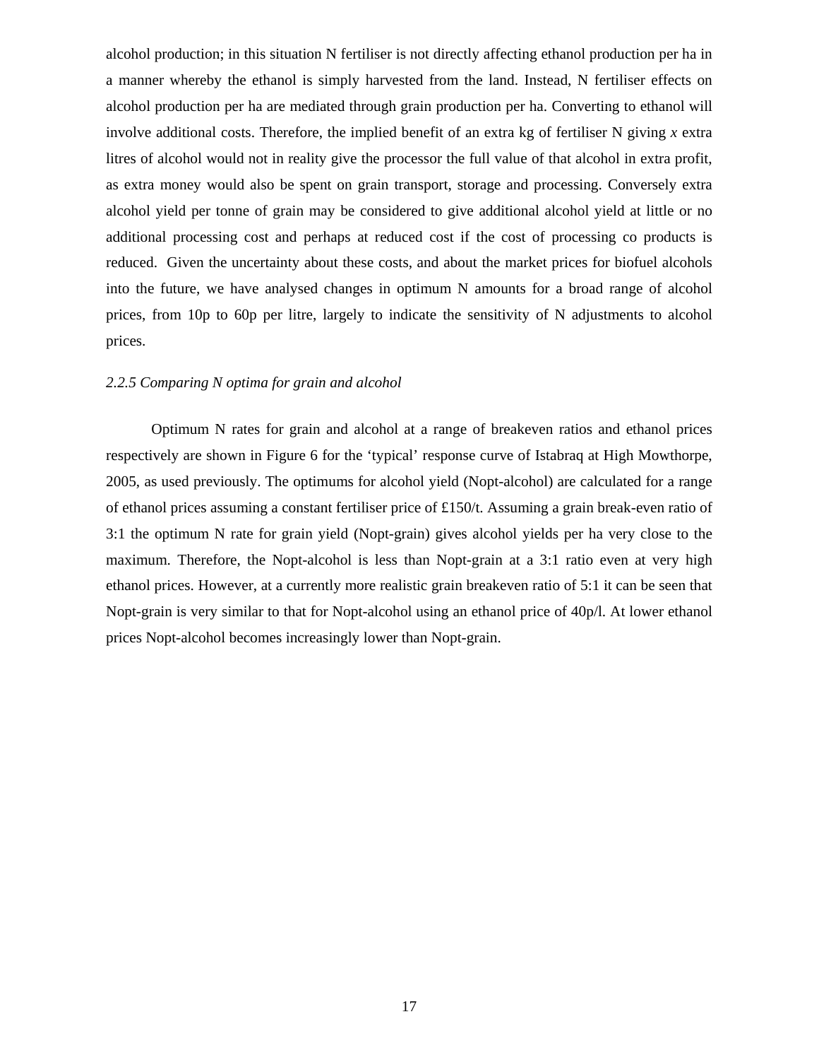alcohol production; in this situation N fertiliser is not directly affecting ethanol production per ha in a manner whereby the ethanol is simply harvested from the land. Instead, N fertiliser effects on alcohol production per ha are mediated through grain production per ha. Converting to ethanol will involve additional costs. Therefore, the implied benefit of an extra kg of fertiliser N giving *x* extra litres of alcohol would not in reality give the processor the full value of that alcohol in extra profit, as extra money would also be spent on grain transport, storage and processing. Conversely extra alcohol yield per tonne of grain may be considered to give additional alcohol yield at little or no additional processing cost and perhaps at reduced cost if the cost of processing co products is reduced. Given the uncertainty about these costs, and about the market prices for biofuel alcohols into the future, we have analysed changes in optimum N amounts for a broad range of alcohol prices, from 10p to 60p per litre, largely to indicate the sensitivity of N adjustments to alcohol prices.

### *2.2.5 Comparing N optima for grain and alcohol*

Optimum N rates for grain and alcohol at a range of breakeven ratios and ethanol prices respectively are shown in Figure 6 for the 'typical' response curve of Istabraq at High Mowthorpe, 2005, as used previously. The optimums for alcohol yield (Nopt-alcohol) are calculated for a range of ethanol prices assuming a constant fertiliser price of £150/t. Assuming a grain break-even ratio of 3:1 the optimum N rate for grain yield (Nopt-grain) gives alcohol yields per ha very close to the maximum. Therefore, the Nopt-alcohol is less than Nopt-grain at a 3:1 ratio even at very high ethanol prices. However, at a currently more realistic grain breakeven ratio of 5:1 it can be seen that Nopt-grain is very similar to that for Nopt-alcohol using an ethanol price of 40p/l. At lower ethanol prices Nopt-alcohol becomes increasingly lower than Nopt-grain.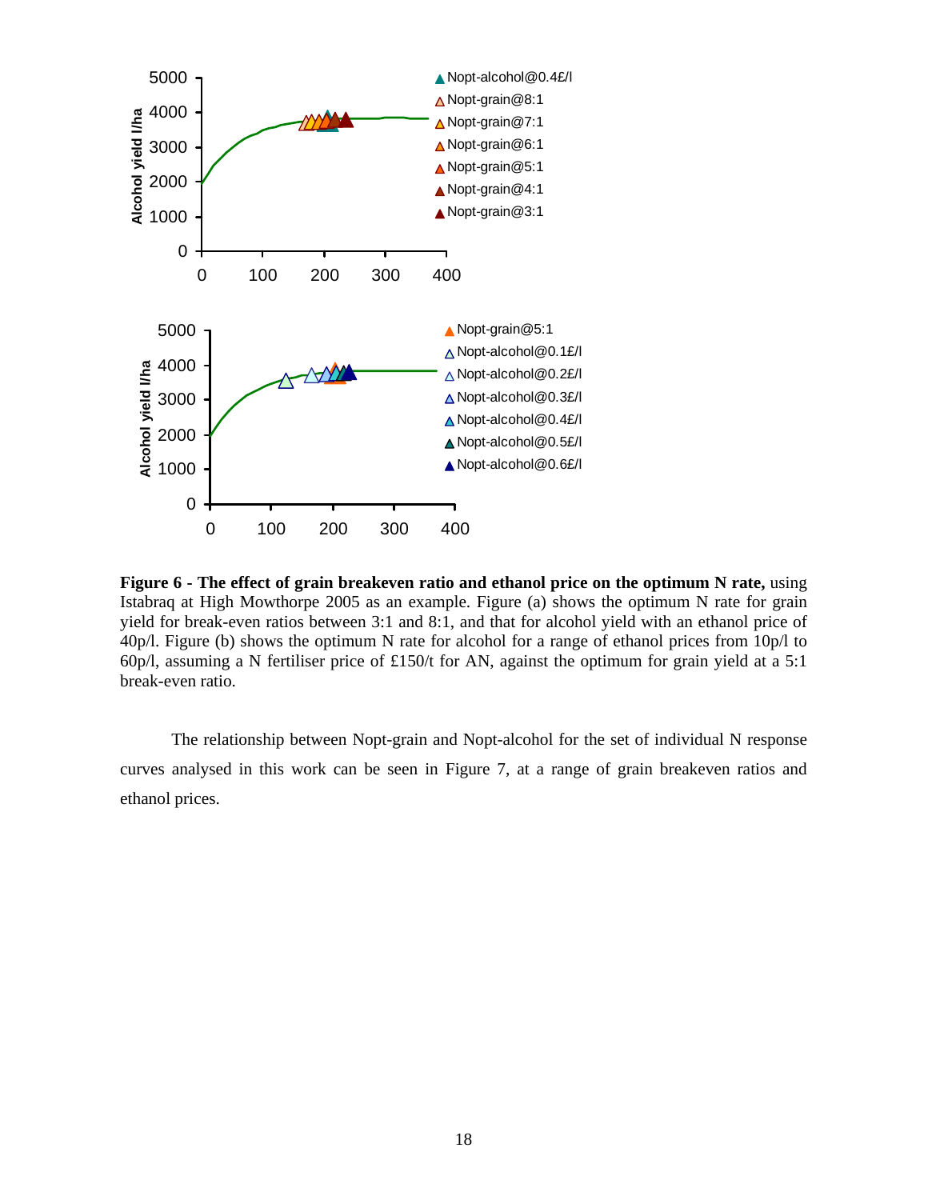**Figure 6 - The effect of grain breakeven ratio and ethanol price on the optimum N rate,** using Istabraq at High Mowthorpe 2005 as an example. Figure (a) shows the optimum N rate for grain yield for break-even ratios between 3:1 and 8:1, and that for alcohol yield with an ethanol price of 40p/l. Figure (b) shows the optimum N rate for alcohol for a range of ethanol prices from 10p/l to 60p/l, assuming a N fertiliser price of £150/t for AN, against the optimum for grain yield at a 5:1 break-even ratio.

The relationship between Nopt-grain and Nopt-alcohol for the set of individual N response curves analysed in this work can be seen in Figure 7, at a range of grain breakeven ratios and ethanol prices.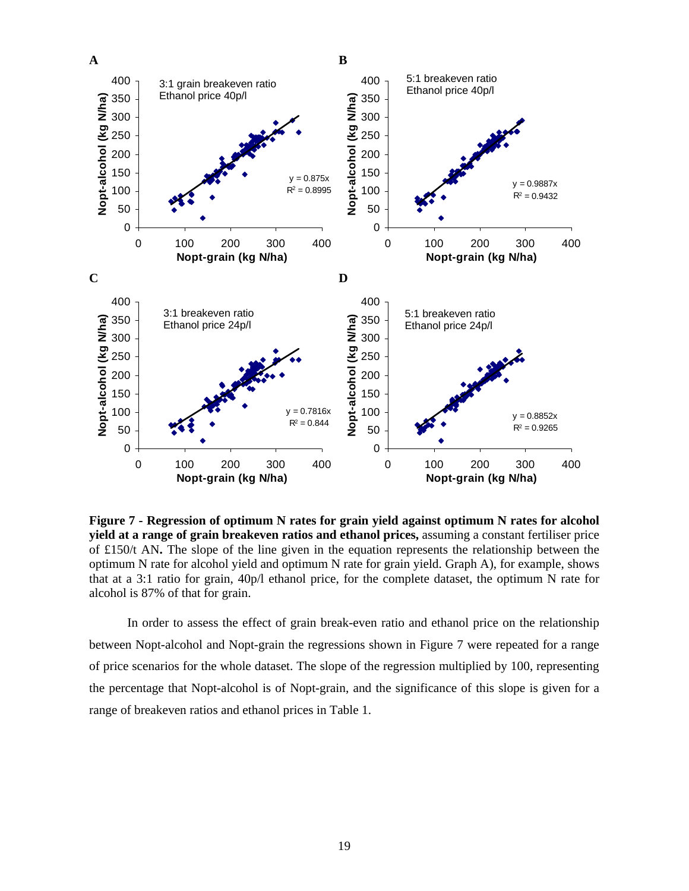**Figure 7 - Regression of optimum N rates for grain yield against optimum N rates for alcohol yield at a range of grain breakeven ratios and ethanol prices,** assuming a constant fertiliser price of £150/t AN**.** The slope of the line given in the equation represents the relationship between the optimum N rate for alcohol yield and optimum N rate for grain yield. Graph A), for example, shows that at a 3:1 ratio for grain, 40p/l ethanol price, for the complete dataset, the optimum N rate for alcohol is 87% of that for grain.

In order to assess the effect of grain break-even ratio and ethanol price on the relationship between Nopt-alcohol and Nopt-grain the regressions shown in Figure 7 were repeated for a range of price scenarios for the whole dataset. The slope of the regression multiplied by 100, representing the percentage that Nopt-alcohol is of Nopt-grain, and the significance of this slope is given for a range of breakeven ratios and ethanol prices in Table 1.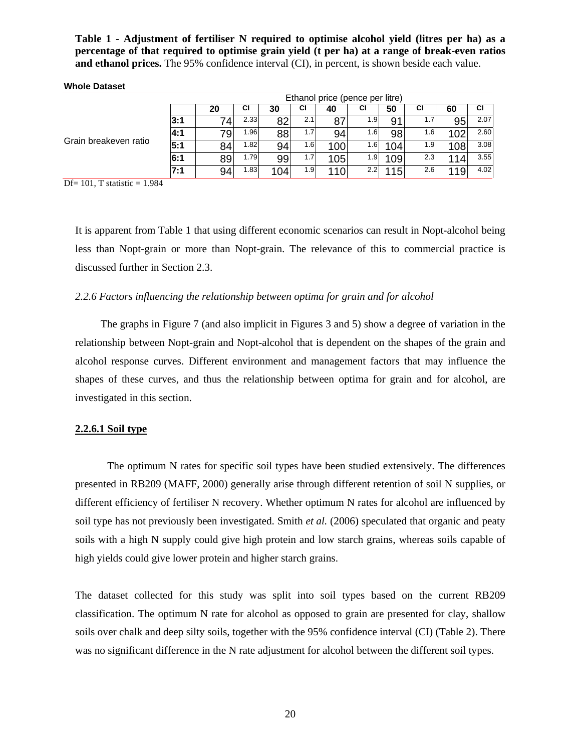**Table 1 - Adjustment of fertiliser N required to optimise alcohol yield (litres per ha) as a percentage of that required to optimise grain yield (t per ha) at a range of break-even ratios and ethanol prices.** The 95% confidence interval (CI), in percent, is shown beside each value.

**Whole Dataset**

| | | Ethanol price (pence per litre) | | | | | | | | | |
|---|---|---|---|---|---|---|---|---|---|---|---|
| | | **20** | **CI** | **30** | **CI** | **40** | **CI** | **50** | **CI** | **60** | **CI** |
| Grain breakeven ratio | **3:1** | 74 | 2.33 | 82 | 2.1 | 87 | 1.9 | 91 | 1.7 | 95 | 2.07 |
| | **4:1** | 79 | 1.96 | 88 | 1.7 | 94 | 1.6 | 98 | 1.6 | 102 | 2.60 |
| | **5:1** | 84 | 1.82 | 94 | 1.6 | 100 | 1.6 | 104 | 1.9 | 108 | 3.08 |
| | **6:1** | 89 | 1.79 | 99 | 1.7 | 105 | 1.9 | 109 | 2.3 | 114 | 3.55 |
| | **7:1** | 94 | 1.83 | 104 | 1.9 | 110 | 2.2 | 115 | 2.6 | 119 | 4.02 |

Df= 101, T statistic = 1.984

It is apparent from Table 1 that using different economic scenarios can result in Nopt-alcohol being less than Nopt-grain or more than Nopt-grain. The relevance of this to commercial practice is discussed further in Section 2.3.

### *2.2.6 Factors influencing the relationship between optima for grain and for alcohol*

The graphs in Figure 7 (and also implicit in Figures 3 and 5) show a degree of variation in the relationship between Nopt-grain and Nopt-alcohol that is dependent on the shapes of the grain and alcohol response curves. Different environment and management factors that may influence the shapes of these curves, and thus the relationship between optima for grain and for alcohol, are investigated in this section.

#### 2.2.6.1 Soil type

The optimum N rates for specific soil types have been studied extensively. The differences presented in RB209 (MAFF, 2000) generally arise through different retention of soil N supplies, or different efficiency of fertiliser N recovery. Whether optimum N rates for alcohol are influenced by soil type has not previously been investigated. Smith *et al.* (2006) speculated that organic and peaty soils with a high N supply could give high protein and low starch grains, whereas soils capable of high yields could give lower protein and higher starch grains.

The dataset collected for this study was split into soil types based on the current RB209 classification. The optimum N rate for alcohol as opposed to grain are presented for clay, shallow soils over chalk and deep silty soils, together with the 95% confidence interval (CI) (Table 2). There was no significant difference in the N rate adjustment for alcohol between the different soil types.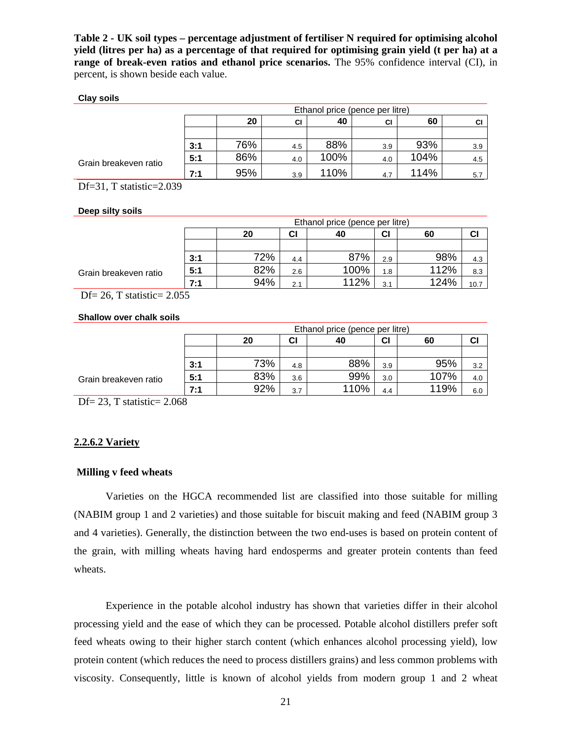**Table 2 - UK soil types – percentage adjustment of fertiliser N required for optimising alcohol yield (litres per ha) as a percentage of that required for optimising grain yield (t per ha) at a range of break-even ratios and ethanol price scenarios.** The 95% confidence interval (CI), in percent, is shown beside each value.

**Clay soils**

| | | Ethanol price (pence per litre) | | | | | |
|---|---|---|---|---|---|---|---|
| | | **20** | **CI** | **40** | **CI** | **60** | **CI** |
| Grain breakeven ratio | **3:1** | 76% | 4.5 | 88% | 3.9 | 93% | 3.9 |
| | **5:1** | 86% | 4.0 | 100% | 4.0 | 104% | 4.5 |
| | **7:1** | 95% | 3.9 | 110% | 4.7 | 114% | 5.7 |

Df=31, T statistic=2.039

**Deep silty soils**

| | | Ethanol price (pence per litre) | | | | | |
|---|---|---|---|---|---|---|---|
| | | **20** | **CI** | **40** | **CI** | **60** | **CI** |
| Grain breakeven ratio | **3:1** | 72% | 4.4 | 87% | 2.9 | 98% | 4.3 |
| | **5:1** | 82% | 2.6 | 100% | 1.8 | 112% | 8.3 |
| | **7:1** | 94% | 2.1 | 112% | 3.1 | 124% | 10.7 |

Df= 26, T statistic= 2.055

**Shallow over chalk soils**

| | | Ethanol price (pence per litre) | | | | | |
|---|---|---|---|---|---|---|---|
| | | **20** | **CI** | **40** | **CI** | **60** | **CI** |
| Grain breakeven ratio | **3:1** | 73% | 4.8 | 88% | 3.9 | 95% | 3.2 |
| | **5:1** | 83% | 3.6 | 99% | 3.0 | 107% | 4.0 |
| | **7:1** | 92% | 3.7 | 110% | 4.4 | 119% | 6.0 |

Df= 23, T statistic= 2.068

#### 2.2.6.2 Variety

**Milling v feed wheats**

Varieties on the HGCA recommended list are classified into those suitable for milling (NABIM group 1 and 2 varieties) and those suitable for biscuit making and feed (NABIM group 3 and 4 varieties). Generally, the distinction between the two end-uses is based on protein content of the grain, with milling wheats having hard endosperms and greater protein contents than feed wheats.

Experience in the potable alcohol industry has shown that varieties differ in their alcohol processing yield and the ease of which they can be processed. Potable alcohol distillers prefer soft feed wheats owing to their higher starch content (which enhances alcohol processing yield), low protein content (which reduces the need to process distillers grains) and less common problems with viscosity. Consequently, little is known of alcohol yields from modern group 1 and 2 wheat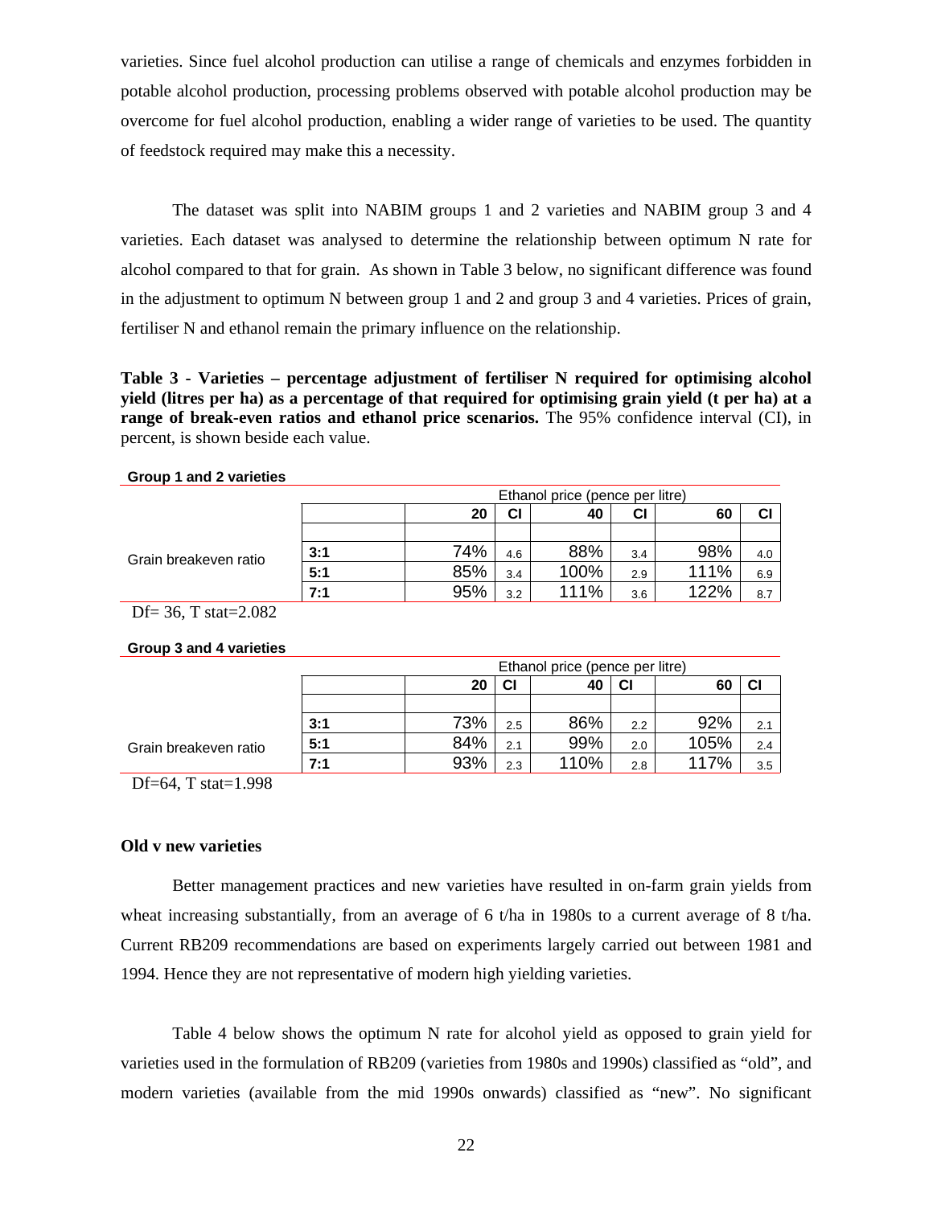varieties. Since fuel alcohol production can utilise a range of chemicals and enzymes forbidden in potable alcohol production, processing problems observed with potable alcohol production may be overcome for fuel alcohol production, enabling a wider range of varieties to be used. The quantity of feedstock required may make this a necessity.

The dataset was split into NABIM groups 1 and 2 varieties and NABIM group 3 and 4 varieties. Each dataset was analysed to determine the relationship between optimum N rate for alcohol compared to that for grain. As shown in Table 3 below, no significant difference was found in the adjustment to optimum N between group 1 and 2 and group 3 and 4 varieties. Prices of grain, fertiliser N and ethanol remain the primary influence on the relationship.

**Table 3 - Varieties – percentage adjustment of fertiliser N required for optimising alcohol yield (litres per ha) as a percentage of that required for optimising grain yield (t per ha) at a range of break-even ratios and ethanol price scenarios.** The 95% confidence interval (CI), in percent, is shown beside each value.

**Group 1 and 2 varieties**

| | | Ethanol price (pence per litre) | | | | | |
|---|---|---|---|---|---|---|---|
| | | 20 | CI | 40 | CI | 60 | CI |
| Grain breakeven ratio | 3:1 | 74% | 4.6 | 88% | 3.4 | 98% | 4.0 |
| | 5:1 | 85% | 3.4 | 100% | 2.9 | 111% | 6.9 |
| | 7:1 | 95% | 3.2 | 111% | 3.6 | 122% | 8.7 |

Df= 36, T stat=2.082

**Group 3 and 4 varieties**

| | | Ethanol price (pence per litre) | | | | | |
|---|---|---|---|---|---|---|---|
| | | 20 | CI | 40 | CI | 60 | CI |
| Grain breakeven ratio | 3:1 | 73% | 2.5 | 86% | 2.2 | 92% | 2.1 |
| | 5:1 | 84% | 2.1 | 99% | 2.0 | 105% | 2.4 |
| | 7:1 | 93% | 2.3 | 110% | 2.8 | 117% | 3.5 |

Df=64, T stat=1.998

**Old v new varieties**

Better management practices and new varieties have resulted in on-farm grain yields from wheat increasing substantially, from an average of 6 t/ha in 1980s to a current average of 8 t/ha. Current RB209 recommendations are based on experiments largely carried out between 1981 and 1994. Hence they are not representative of modern high yielding varieties.

Table 4 below shows the optimum N rate for alcohol yield as opposed to grain yield for varieties used in the formulation of RB209 (varieties from 1980s and 1990s) classified as "old", and modern varieties (available from the mid 1990s onwards) classified as "new". No significant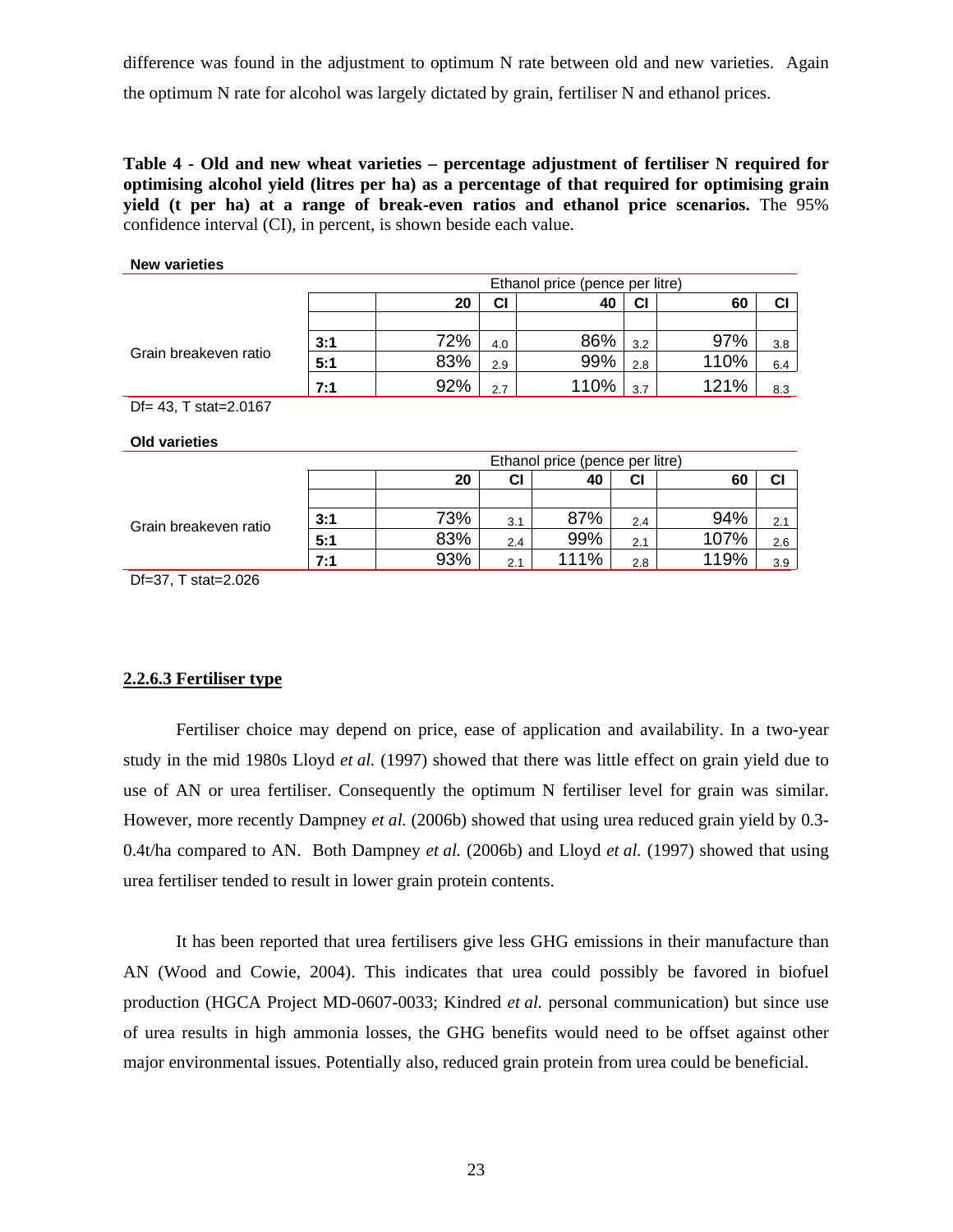difference was found in the adjustment to optimum N rate between old and new varieties. Again the optimum N rate for alcohol was largely dictated by grain, fertiliser N and ethanol prices.

**Table 4 - Old and new wheat varieties – percentage adjustment of fertiliser N required for optimising alcohol yield (litres per ha) as a percentage of that required for optimising grain yield (t per ha) at a range of break-even ratios and ethanol price scenarios.** The 95% confidence interval (CI), in percent, is shown beside each value.

**New varieties**

| | | Ethanol price (pence per litre) | | | | | |
|---|---|---|---|---|---|---|---|
| | | 20 | CI | 40 | CI | 60 | CI |
| Grain breakeven ratio | 3:1 | 72% | 4.0 | 86% | 3.2 | 97% | 3.8 |
| | 5:1 | 83% | 2.9 | 99% | 2.8 | 110% | 6.4 |
| | 7:1 | 92% | 2.7 | 110% | 3.7 | 121% | 8.3 |

Df= 43, T stat=2.0167

**Old varieties**

| | | Ethanol price (pence per litre) | | | | | |
|---|---|---|---|---|---|---|---|
| | | 20 | CI | 40 | CI | 60 | CI |
| Grain breakeven ratio | 3:1 | 73% | 3.1 | 87% | 2.4 | 94% | 2.1 |
| | 5:1 | 83% | 2.4 | 99% | 2.1 | 107% | 2.6 |
| | 7:1 | 93% | 2.1 | 111% | 2.8 | 119% | 3.9 |

Df=37, T stat=2.026

### 2.2.6.3 Fertiliser type

Fertiliser choice may depend on price, ease of application and availability. In a two-year study in the mid 1980s Lloyd *et al.* (1997) showed that there was little effect on grain yield due to use of AN or urea fertiliser. Consequently the optimum N fertiliser level for grain was similar. However, more recently Dampney *et al.* (2006b) showed that using urea reduced grain yield by 0.3-0.4t/ha compared to AN. Both Dampney *et al.* (2006b) and Lloyd *et al.* (1997) showed that using urea fertiliser tended to result in lower grain protein contents.

It has been reported that urea fertilisers give less GHG emissions in their manufacture than AN (Wood and Cowie, 2004). This indicates that urea could possibly be favored in biofuel production (HGCA Project MD-0607-0033; Kindred *et al.* personal communication) but since use of urea results in high ammonia losses, the GHG benefits would need to be offset against other major environmental issues. Potentially also, reduced grain protein from urea could be beneficial.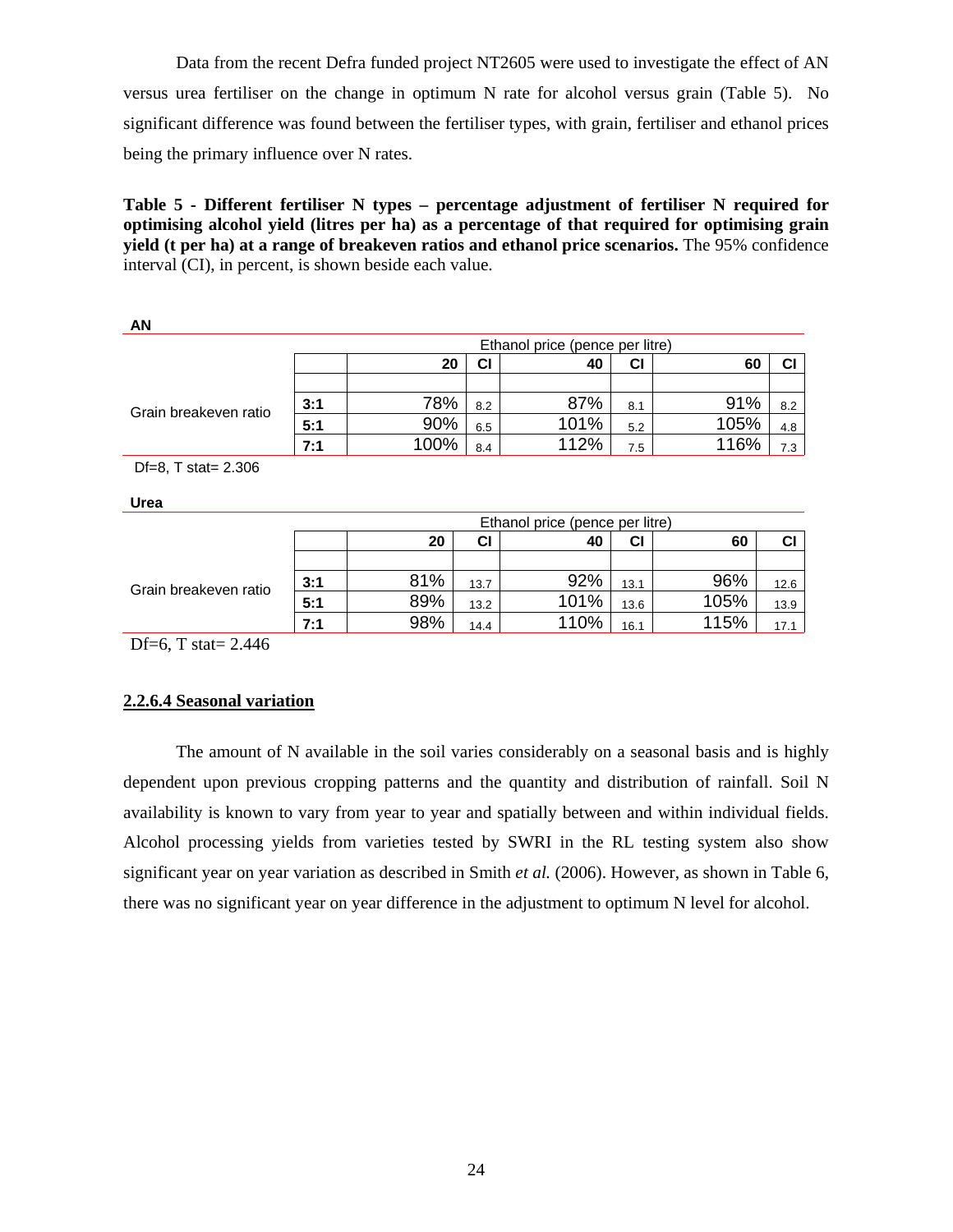Data from the recent Defra funded project NT2605 were used to investigate the effect of AN versus urea fertiliser on the change in optimum N rate for alcohol versus grain (Table 5). No significant difference was found between the fertiliser types, with grain, fertiliser and ethanol prices being the primary influence over N rates.

**Table 5 - Different fertiliser N types – percentage adjustment of fertiliser N required for optimising alcohol yield (litres per ha) as a percentage of that required for optimising grain yield (t per ha) at a range of breakeven ratios and ethanol price scenarios.** The 95% confidence interval (CI), in percent, is shown beside each value.

**AN**

| | | Ethanol price (pence per litre) | | | | | |
|---|---|---|---|---|---|---|---|
| | | **20** | **CI** | **40** | **CI** | **60** | **CI** |
| Grain breakeven ratio | **3:1** | 78% | 8.2 | 87% | 8.1 | 91% | 8.2 |
| | **5:1** | 90% | 6.5 | 101% | 5.2 | 105% | 4.8 |
| | **7:1** | 100% | 8.4 | 112% | 7.5 | 116% | 7.3 |

Df=8, T stat= 2.306

**Urea**

| | | Ethanol price (pence per litre) | | | | | |
|---|---|---|---|---|---|---|---|
| | | **20** | **CI** | **40** | **CI** | **60** | **CI** |
| Grain breakeven ratio | **3:1** | 81% | 13.7 | 92% | 13.1 | 96% | 12.6 |
| | **5:1** | 89% | 13.2 | 101% | 13.6 | 105% | 13.9 |
| | **7:1** | 98% | 14.4 | 110% | 16.1 | 115% | 17.1 |

Df=6, T stat= 2.446

### 2.2.6.4 Seasonal variation

The amount of N available in the soil varies considerably on a seasonal basis and is highly dependent upon previous cropping patterns and the quantity and distribution of rainfall. Soil N availability is known to vary from year to year and spatially between and within individual fields. Alcohol processing yields from varieties tested by SWRI in the RL testing system also show significant year on year variation as described in Smith *et al.* (2006). However, as shown in Table 6, there was no significant year on year difference in the adjustment to optimum N level for alcohol.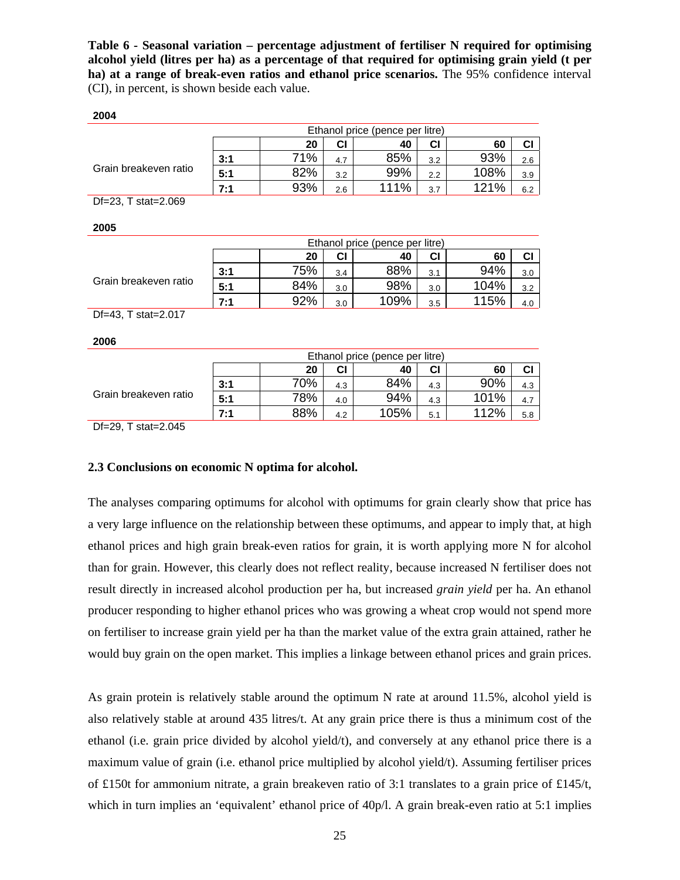**Table 6 - Seasonal variation – percentage adjustment of fertiliser N required for optimising alcohol yield (litres per ha) as a percentage of that required for optimising grain yield (t per ha) at a range of break-even ratios and ethanol price scenarios.** The 95% confidence interval (CI), in percent, is shown beside each value.

**2004**

| | | Ethanol price (pence per litre) | | | | | |
|---|---|---|---|---|---|---|---|
| | | **20** | **CI** | **40** | **CI** | **60** | **CI** |
| Grain breakeven ratio | **3:1** | 71% | 4.7 | 85% | 3.2 | 93% | 2.6 |
| | **5:1** | 82% | 3.2 | 99% | 2.2 | 108% | 3.9 |
| | **7:1** | 93% | 2.6 | 111% | 3.7 | 121% | 6.2 |

Df=23, T stat=2.069

**2005**

| | | Ethanol price (pence per litre) | | | | | |
|---|---|---|---|---|---|---|---|
| | | **20** | **CI** | **40** | **CI** | **60** | **CI** |
| Grain breakeven ratio | **3:1** | 75% | 3.4 | 88% | 3.1 | 94% | 3.0 |
| | **5:1** | 84% | 3.0 | 98% | 3.0 | 104% | 3.2 |
| | **7:1** | 92% | 3.0 | 109% | 3.5 | 115% | 4.0 |

Df=43, T stat=2.017

**2006**

| | | Ethanol price (pence per litre) | | | | | |
|---|---|---|---|---|---|---|---|
| | | **20** | **CI** | **40** | **CI** | **60** | **CI** |
| Grain breakeven ratio | **3:1** | 70% | 4.3 | 84% | 4.3 | 90% | 4.3 |
| | **5:1** | 78% | 4.0 | 94% | 4.3 | 101% | 4.7 |
| | **7:1** | 88% | 4.2 | 105% | 5.1 | 112% | 5.8 |

Df=29, T stat=2.045

### 2.3 Conclusions on economic N optima for alcohol.

The analyses comparing optimums for alcohol with optimums for grain clearly show that price has a very large influence on the relationship between these optimums, and appear to imply that, at high ethanol prices and high grain break-even ratios for grain, it is worth applying more N for alcohol than for grain. However, this clearly does not reflect reality, because increased N fertiliser does not result directly in increased alcohol production per ha, but increased *grain yield* per ha. An ethanol producer responding to higher ethanol prices who was growing a wheat crop would not spend more on fertiliser to increase grain yield per ha than the market value of the extra grain attained, rather he would buy grain on the open market. This implies a linkage between ethanol prices and grain prices.

As grain protein is relatively stable around the optimum N rate at around 11.5%, alcohol yield is also relatively stable at around 435 litres/t. At any grain price there is thus a minimum cost of the ethanol (i.e. grain price divided by alcohol yield/t), and conversely at any ethanol price there is a maximum value of grain (i.e. ethanol price multiplied by alcohol yield/t). Assuming fertiliser prices of £150t for ammonium nitrate, a grain breakeven ratio of 3:1 translates to a grain price of £145/t, which in turn implies an 'equivalent' ethanol price of 40p/l. A grain break-even ratio at 5:1 implies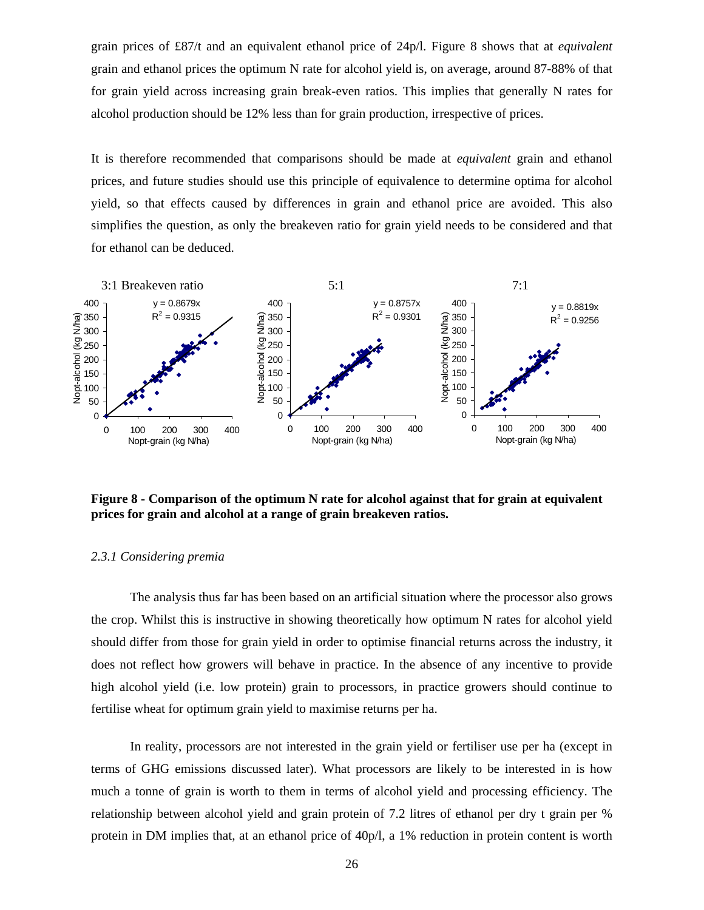grain prices of £87/t and an equivalent ethanol price of 24p/l. Figure 8 shows that at *equivalent* grain and ethanol prices the optimum N rate for alcohol yield is, on average, around 87-88% of that for grain yield across increasing grain break-even ratios. This implies that generally N rates for alcohol production should be 12% less than for grain production, irrespective of prices.

It is therefore recommended that comparisons should be made at *equivalent* grain and ethanol prices, and future studies should use this principle of equivalence to determine optima for alcohol yield, so that effects caused by differences in grain and ethanol price are avoided. This also simplifies the question, as only the breakeven ratio for grain yield needs to be considered and that for ethanol can be deduced.

**Figure 8 - Comparison of the optimum N rate for alcohol against that for grain at equivalent prices for grain and alcohol at a range of grain breakeven ratios.**

### *2.3.1 Considering premia*

The analysis thus far has been based on an artificial situation where the processor also grows the crop. Whilst this is instructive in showing theoretically how optimum N rates for alcohol yield should differ from those for grain yield in order to optimise financial returns across the industry, it does not reflect how growers will behave in practice. In the absence of any incentive to provide high alcohol yield (i.e. low protein) grain to processors, in practice growers should continue to fertilise wheat for optimum grain yield to maximise returns per ha.

In reality, processors are not interested in the grain yield or fertiliser use per ha (except in terms of GHG emissions discussed later). What processors are likely to be interested in is how much a tonne of grain is worth to them in terms of alcohol yield and processing efficiency. The relationship between alcohol yield and grain protein of 7.2 litres of ethanol per dry t grain per % protein in DM implies that, at an ethanol price of 40p/l, a 1% reduction in protein content is worth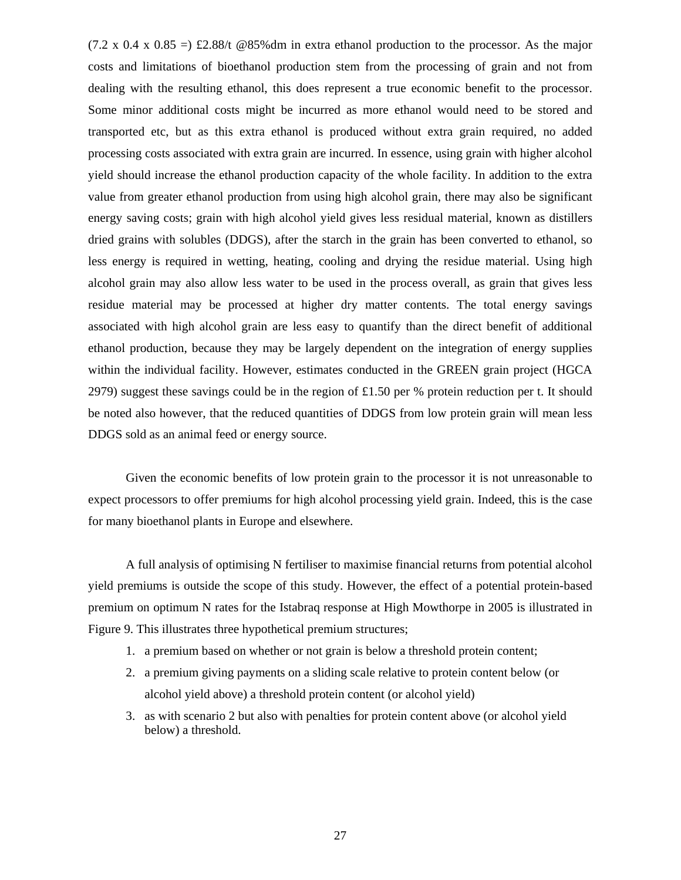(7.2 x 0.4 x 0.85 =) £2.88/t @85%dm in extra ethanol production to the processor. As the major costs and limitations of bioethanol production stem from the processing of grain and not from dealing with the resulting ethanol, this does represent a true economic benefit to the processor. Some minor additional costs might be incurred as more ethanol would need to be stored and transported etc, but as this extra ethanol is produced without extra grain required, no added processing costs associated with extra grain are incurred. In essence, using grain with higher alcohol yield should increase the ethanol production capacity of the whole facility. In addition to the extra value from greater ethanol production from using high alcohol grain, there may also be significant energy saving costs; grain with high alcohol yield gives less residual material, known as distillers dried grains with solubles (DDGS), after the starch in the grain has been converted to ethanol, so less energy is required in wetting, heating, cooling and drying the residue material. Using high alcohol grain may also allow less water to be used in the process overall, as grain that gives less residue material may be processed at higher dry matter contents. The total energy savings associated with high alcohol grain are less easy to quantify than the direct benefit of additional ethanol production, because they may be largely dependent on the integration of energy supplies within the individual facility. However, estimates conducted in the GREEN grain project (HGCA 2979) suggest these savings could be in the region of £1.50 per % protein reduction per t. It should be noted also however, that the reduced quantities of DDGS from low protein grain will mean less DDGS sold as an animal feed or energy source.

Given the economic benefits of low protein grain to the processor it is not unreasonable to expect processors to offer premiums for high alcohol processing yield grain. Indeed, this is the case for many bioethanol plants in Europe and elsewhere.

A full analysis of optimising N fertiliser to maximise financial returns from potential alcohol yield premiums is outside the scope of this study. However, the effect of a potential protein-based premium on optimum N rates for the Istabraq response at High Mowthorpe in 2005 is illustrated in Figure 9. This illustrates three hypothetical premium structures;

1. a premium based on whether or not grain is below a threshold protein content;
2. a premium giving payments on a sliding scale relative to protein content below (or alcohol yield above) a threshold protein content (or alcohol yield)
3. as with scenario 2 but also with penalties for protein content above (or alcohol yield below) a threshold.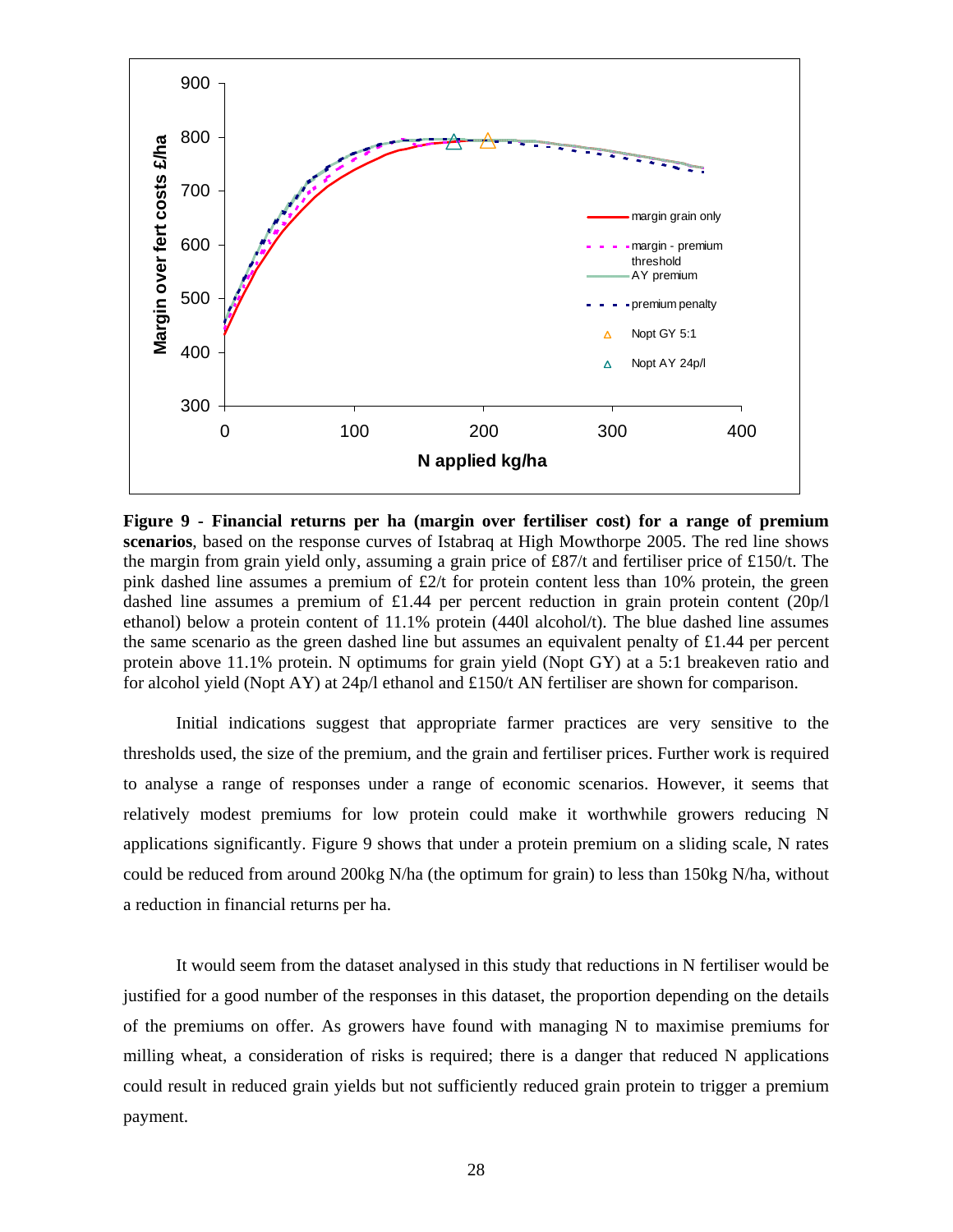**Figure 9 - Financial returns per ha (margin over fertiliser cost) for a range of premium scenarios**, based on the response curves of Istabraq at High Mowthorpe 2005. The red line shows the margin from grain yield only, assuming a grain price of £87/t and fertiliser price of £150/t. The pink dashed line assumes a premium of £2/t for protein content less than 10% protein, the green dashed line assumes a premium of £1.44 per percent reduction in grain protein content (20p/l ethanol) below a protein content of 11.1% protein (440l alcohol/t). The blue dashed line assumes the same scenario as the green dashed line but assumes an equivalent penalty of £1.44 per percent protein above 11.1% protein. N optimums for grain yield (Nopt GY) at a 5:1 breakeven ratio and for alcohol yield (Nopt AY) at 24p/l ethanol and £150/t AN fertiliser are shown for comparison.

Initial indications suggest that appropriate farmer practices are very sensitive to the thresholds used, the size of the premium, and the grain and fertiliser prices. Further work is required to analyse a range of responses under a range of economic scenarios. However, it seems that relatively modest premiums for low protein could make it worthwhile growers reducing N applications significantly. Figure 9 shows that under a protein premium on a sliding scale, N rates could be reduced from around 200kg N/ha (the optimum for grain) to less than 150kg N/ha, without a reduction in financial returns per ha.

It would seem from the dataset analysed in this study that reductions in N fertiliser would be justified for a good number of the responses in this dataset, the proportion depending on the details of the premiums on offer. As growers have found with managing N to maximise premiums for milling wheat, a consideration of risks is required; there is a danger that reduced N applications could result in reduced grain yields but not sufficiently reduced grain protein to trigger a premium payment.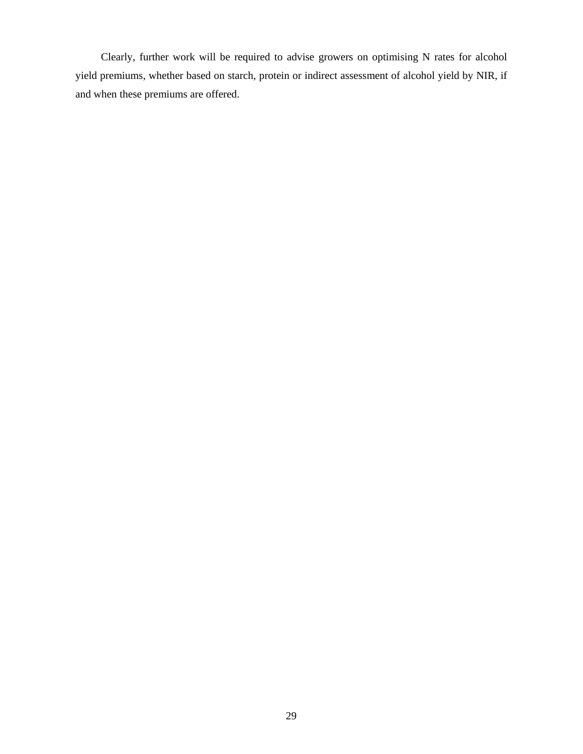Clearly, further work will be required to advise growers on optimising N rates for alcohol yield premiums, whether based on starch, protein or indirect assessment of alcohol yield by NIR, if and when these premiums are offered.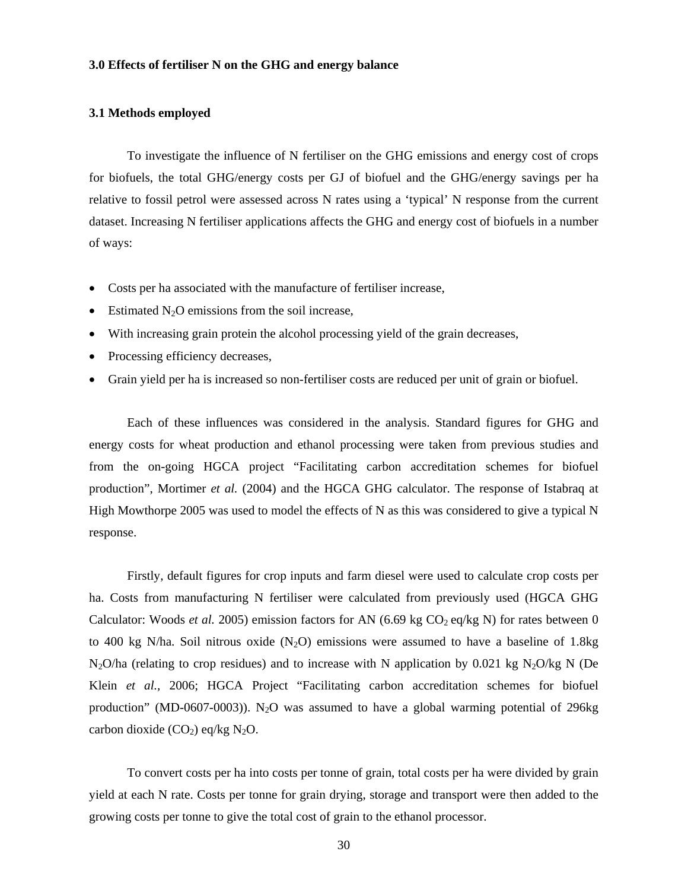## 3.0 Effects of fertiliser N on the GHG and energy balance

### 3.1 Methods employed

To investigate the influence of N fertiliser on the GHG emissions and energy cost of crops for biofuels, the total GHG/energy costs per GJ of biofuel and the GHG/energy savings per ha relative to fossil petrol were assessed across N rates using a 'typical' N response from the current dataset. Increasing N fertiliser applications affects the GHG and energy cost of biofuels in a number of ways:

- Costs per ha associated with the manufacture of fertiliser increase,
- Estimated $N_2O$ emissions from the soil increase,
- With increasing grain protein the alcohol processing yield of the grain decreases,
- Processing efficiency decreases,
- Grain yield per ha is increased so non-fertiliser costs are reduced per unit of grain or biofuel.

Each of these influences was considered in the analysis. Standard figures for GHG and energy costs for wheat production and ethanol processing were taken from previous studies and from the on-going HGCA project "Facilitating carbon accreditation schemes for biofuel production", Mortimer *et al.* (2004) and the HGCA GHG calculator. The response of Istabraq at High Mowthorpe 2005 was used to model the effects of N as this was considered to give a typical N response.

Firstly, default figures for crop inputs and farm diesel were used to calculate crop costs per ha. Costs from manufacturing N fertiliser were calculated from previously used (HGCA GHG Calculator: Woods *et al.* 2005) emission factors for AN (6.69 kg $CO_2$ eq/kg N) for rates between 0 to 400 kg N/ha. Soil nitrous oxide ($N_2O$) emissions were assumed to have a baseline of 1.8kg $N_2O$/ha (relating to crop residues) and to increase with N application by 0.021 kg $N_2O$/kg N (De Klein *et al.,* 2006; HGCA Project "Facilitating carbon accreditation schemes for biofuel production" (MD-0607-0003)). $N_2O$ was assumed to have a global warming potential of 296kg carbon dioxide ($CO_2$) eq/kg $N_2O$.

To convert costs per ha into costs per tonne of grain, total costs per ha were divided by grain yield at each N rate. Costs per tonne for grain drying, storage and transport were then added to the growing costs per tonne to give the total cost of grain to the ethanol processor.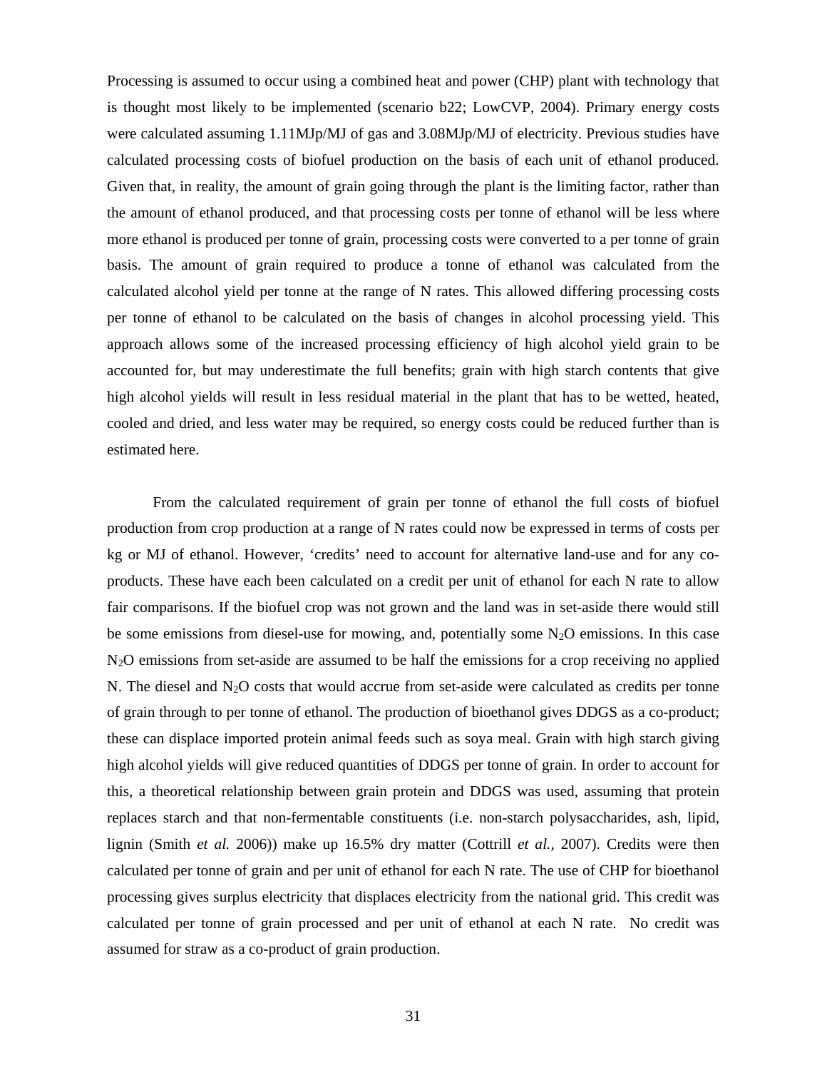Processing is assumed to occur using a combined heat and power (CHP) plant with technology that is thought most likely to be implemented (scenario b22; LowCVP, 2004). Primary energy costs were calculated assuming 1.11MJp/MJ of gas and 3.08MJp/MJ of electricity. Previous studies have calculated processing costs of biofuel production on the basis of each unit of ethanol produced. Given that, in reality, the amount of grain going through the plant is the limiting factor, rather than the amount of ethanol produced, and that processing costs per tonne of ethanol will be less where more ethanol is produced per tonne of grain, processing costs were converted to a per tonne of grain basis. The amount of grain required to produce a tonne of ethanol was calculated from the calculated alcohol yield per tonne at the range of N rates. This allowed differing processing costs per tonne of ethanol to be calculated on the basis of changes in alcohol processing yield. This approach allows some of the increased processing efficiency of high alcohol yield grain to be accounted for, but may underestimate the full benefits; grain with high starch contents that give high alcohol yields will result in less residual material in the plant that has to be wetted, heated, cooled and dried, and less water may be required, so energy costs could be reduced further than is estimated here.

From the calculated requirement of grain per tonne of ethanol the full costs of biofuel production from crop production at a range of N rates could now be expressed in terms of costs per kg or MJ of ethanol. However, 'credits' need to account for alternative land-use and for any co-products. These have each been calculated on a credit per unit of ethanol for each N rate to allow fair comparisons. If the biofuel crop was not grown and the land was in set-aside there would still be some emissions from diesel-use for mowing, and, potentially some $N_2O$ emissions. In this case $N_2O$ emissions from set-aside are assumed to be half the emissions for a crop receiving no applied N. The diesel and $N_2O$ costs that would accrue from set-aside were calculated as credits per tonne of grain through to per tonne of ethanol. The production of bioethanol gives DDGS as a co-product; these can displace imported protein animal feeds such as soya meal. Grain with high starch giving high alcohol yields will give reduced quantities of DDGS per tonne of grain. In order to account for this, a theoretical relationship between grain protein and DDGS was used, assuming that protein replaces starch and that non-fermentable constituents (i.e. non-starch polysaccharides, ash, lipid, lignin (Smith *et al.* 2006)) make up 16.5% dry matter (Cottrill *et al.*, 2007). Credits were then calculated per tonne of grain and per unit of ethanol for each N rate. The use of CHP for bioethanol processing gives surplus electricity that displaces electricity from the national grid. This credit was calculated per tonne of grain processed and per unit of ethanol at each N rate. No credit was assumed for straw as a co-product of grain production.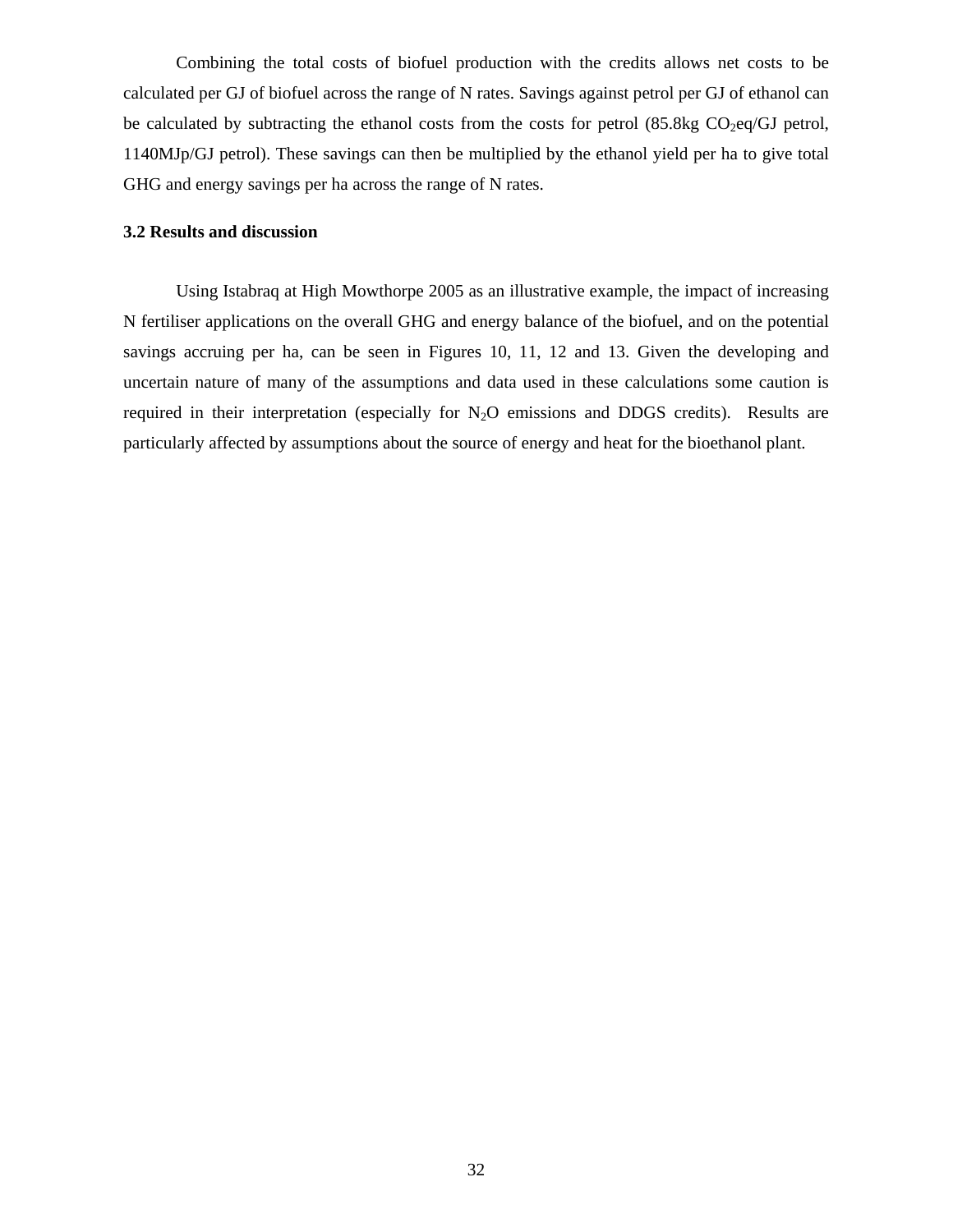Combining the total costs of biofuel production with the credits allows net costs to be calculated per GJ of biofuel across the range of N rates. Savings against petrol per GJ of ethanol can be calculated by subtracting the ethanol costs from the costs for petrol (85.8kg $CO_2$eq/GJ petrol, 1140MJp/GJ petrol). These savings can then be multiplied by the ethanol yield per ha to give total GHG and energy savings per ha across the range of N rates.

### 3.2 Results and discussion

Using Istabraq at High Mowthorpe 2005 as an illustrative example, the impact of increasing N fertiliser applications on the overall GHG and energy balance of the biofuel, and on the potential savings accruing per ha, can be seen in Figures 10, 11, 12 and 13. Given the developing and uncertain nature of many of the assumptions and data used in these calculations some caution is required in their interpretation (especially for $N_2O$ emissions and DDGS credits). Results are particularly affected by assumptions about the source of energy and heat for the bioethanol plant.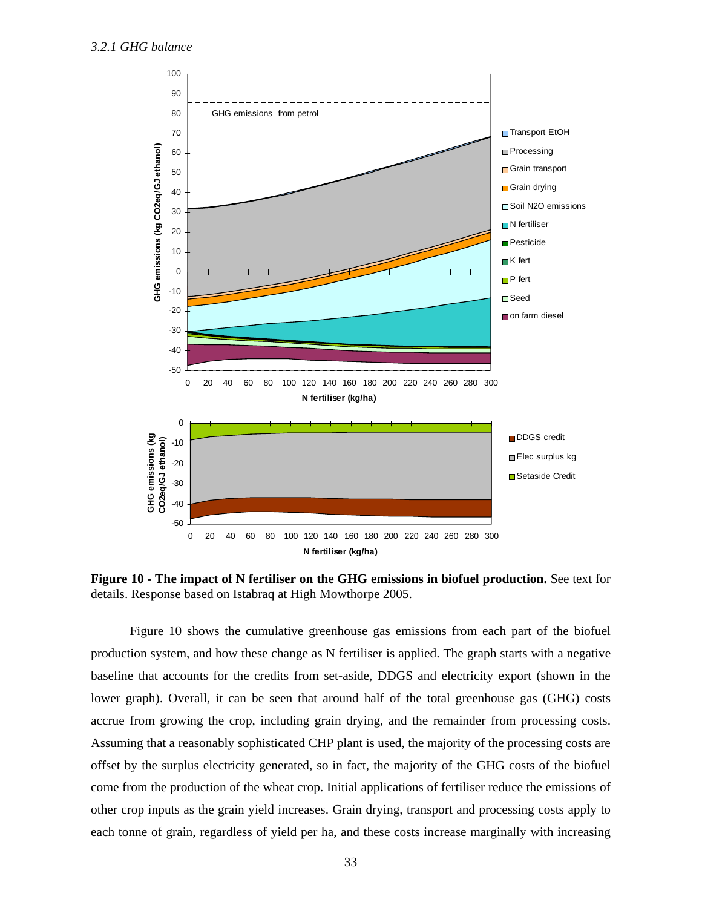*3.2.1 GHG balance*

**Figure 10 - The impact of N fertiliser on the GHG emissions in biofuel production.** See text for details. Response based on Istabraq at High Mowthorpe 2005.

Figure 10 shows the cumulative greenhouse gas emissions from each part of the biofuel production system, and how these change as N fertiliser is applied. The graph starts with a negative baseline that accounts for the credits from set-aside, DDGS and electricity export (shown in the lower graph). Overall, it can be seen that around half of the total greenhouse gas (GHG) costs accrue from growing the crop, including grain drying, and the remainder from processing costs. Assuming that a reasonably sophisticated CHP plant is used, the majority of the processing costs are offset by the surplus electricity generated, so in fact, the majority of the GHG costs of the biofuel come from the production of the wheat crop. Initial applications of fertiliser reduce the emissions of other crop inputs as the grain yield increases. Grain drying, transport and processing costs apply to each tonne of grain, regardless of yield per ha, and these costs increase marginally with increasing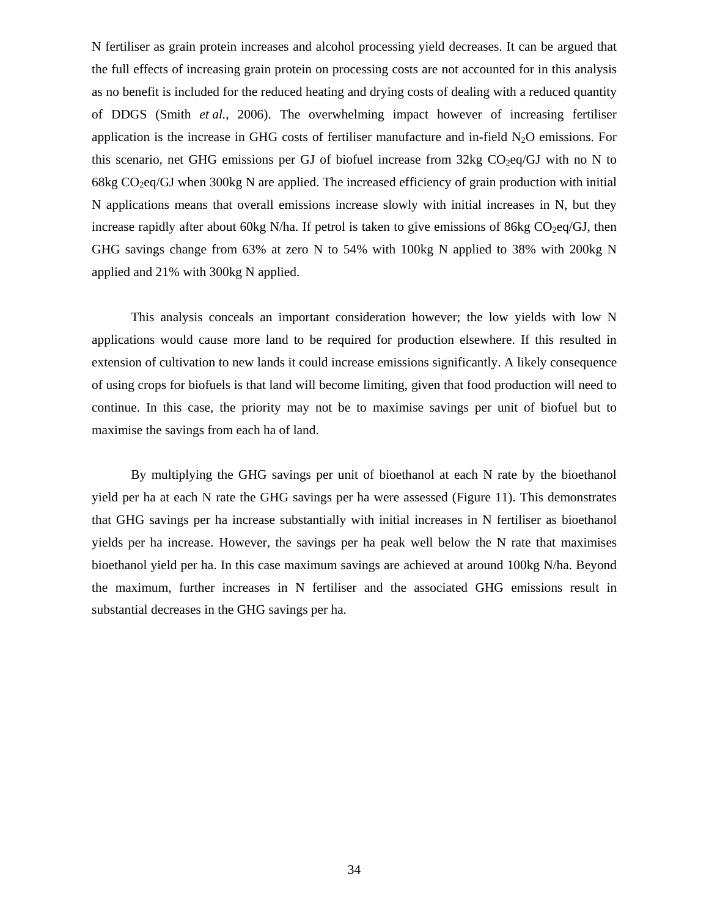N fertiliser as grain protein increases and alcohol processing yield decreases. It can be argued that the full effects of increasing grain protein on processing costs are not accounted for in this analysis as no benefit is included for the reduced heating and drying costs of dealing with a reduced quantity of DDGS (Smith *et al.*, 2006). The overwhelming impact however of increasing fertiliser application is the increase in GHG costs of fertiliser manufacture and in-field $N_2O$ emissions. For this scenario, net GHG emissions per GJ of biofuel increase from 32kg $CO_2$eq/GJ with no N to 68kg $CO_2$eq/GJ when 300kg N are applied. The increased efficiency of grain production with initial N applications means that overall emissions increase slowly with initial increases in N, but they increase rapidly after about 60kg N/ha. If petrol is taken to give emissions of 86kg $CO_2$eq/GJ, then GHG savings change from 63% at zero N to 54% with 100kg N applied to 38% with 200kg N applied and 21% with 300kg N applied.

This analysis conceals an important consideration however; the low yields with low N applications would cause more land to be required for production elsewhere. If this resulted in extension of cultivation to new lands it could increase emissions significantly. A likely consequence of using crops for biofuels is that land will become limiting, given that food production will need to continue. In this case, the priority may not be to maximise savings per unit of biofuel but to maximise the savings from each ha of land.

By multiplying the GHG savings per unit of bioethanol at each N rate by the bioethanol yield per ha at each N rate the GHG savings per ha were assessed (Figure 11). This demonstrates that GHG savings per ha increase substantially with initial increases in N fertiliser as bioethanol yields per ha increase. However, the savings per ha peak well below the N rate that maximises bioethanol yield per ha. In this case maximum savings are achieved at around 100kg N/ha. Beyond the maximum, further increases in N fertiliser and the associated GHG emissions result in substantial decreases in the GHG savings per ha.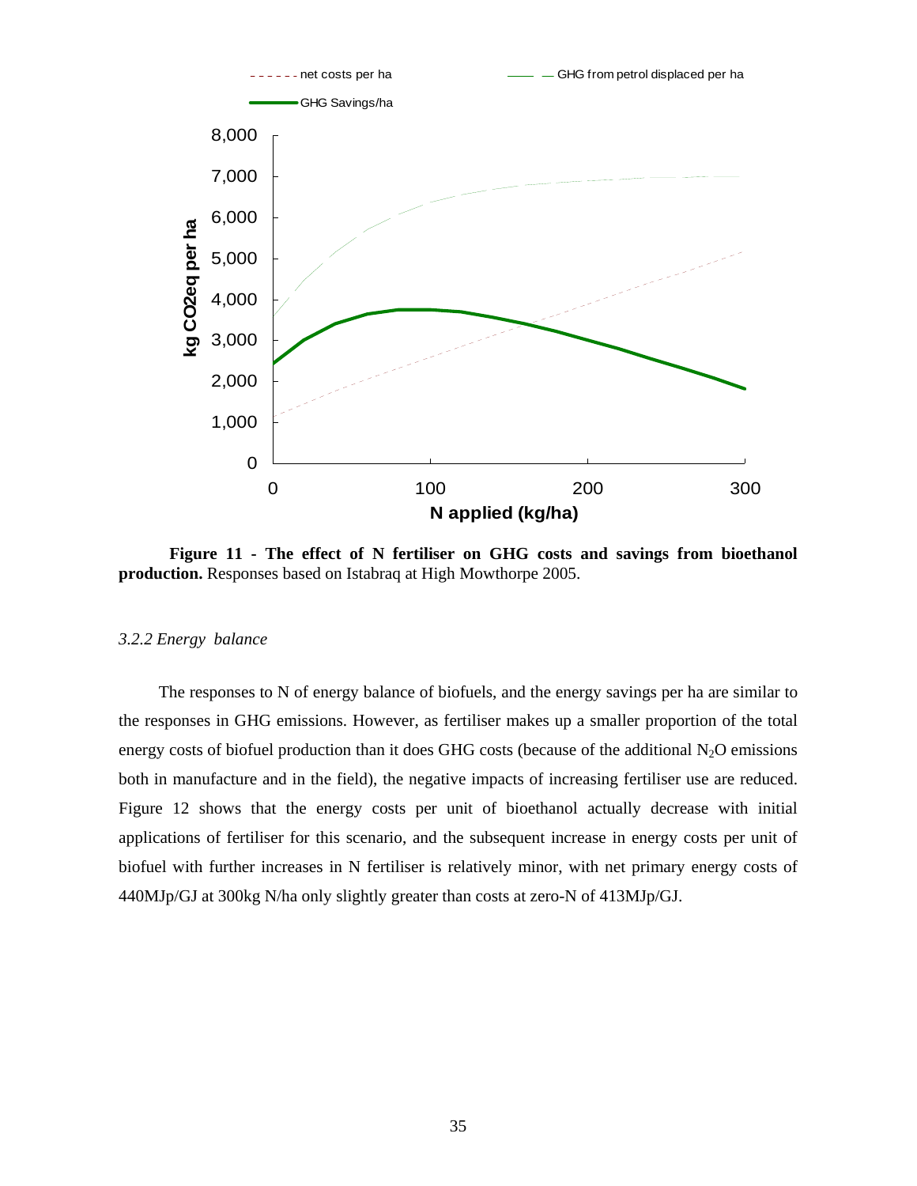**Figure 11 - The effect of N fertiliser on GHG costs and savings from bioethanol production.** Responses based on Istabraq at High Mowthorpe 2005.

*3.2.2 Energy balance*

The responses to N of energy balance of biofuels, and the energy savings per ha are similar to the responses in GHG emissions. However, as fertiliser makes up a smaller proportion of the total energy costs of biofuel production than it does GHG costs (because of the additional $N_2O$ emissions both in manufacture and in the field), the negative impacts of increasing fertiliser use are reduced. Figure 12 shows that the energy costs per unit of bioethanol actually decrease with initial applications of fertiliser for this scenario, and the subsequent increase in energy costs per unit of biofuel with further increases in N fertiliser is relatively minor, with net primary energy costs of 440MJp/GJ at 300kg N/ha only slightly greater than costs at zero-N of 413MJp/GJ.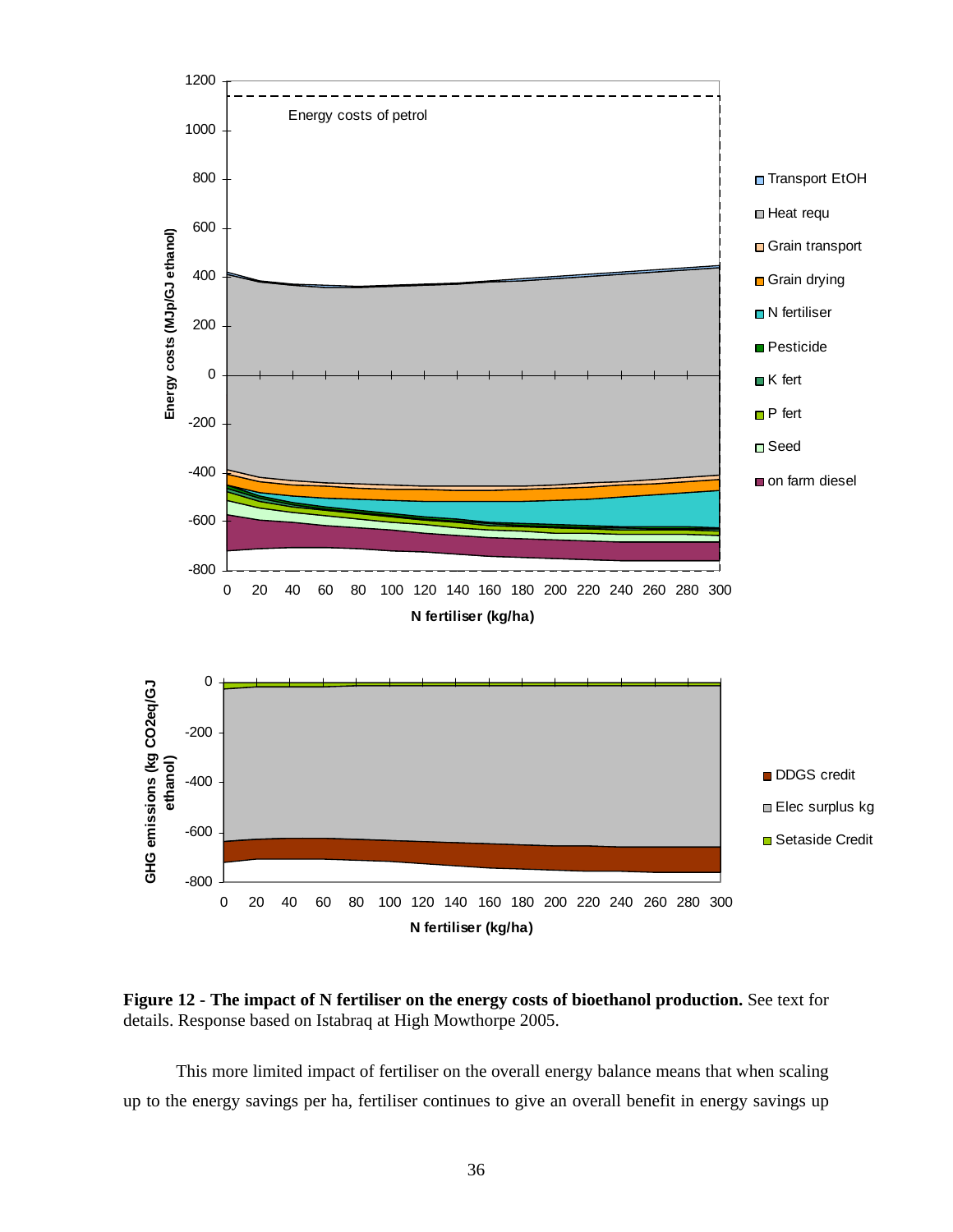**Figure 12 - The impact of N fertiliser on the energy costs of bioethanol production.** See text for details. Response based on Istabraq at High Mowthorpe 2005.

This more limited impact of fertiliser on the overall energy balance means that when scaling up to the energy savings per ha, fertiliser continues to give an overall benefit in energy savings up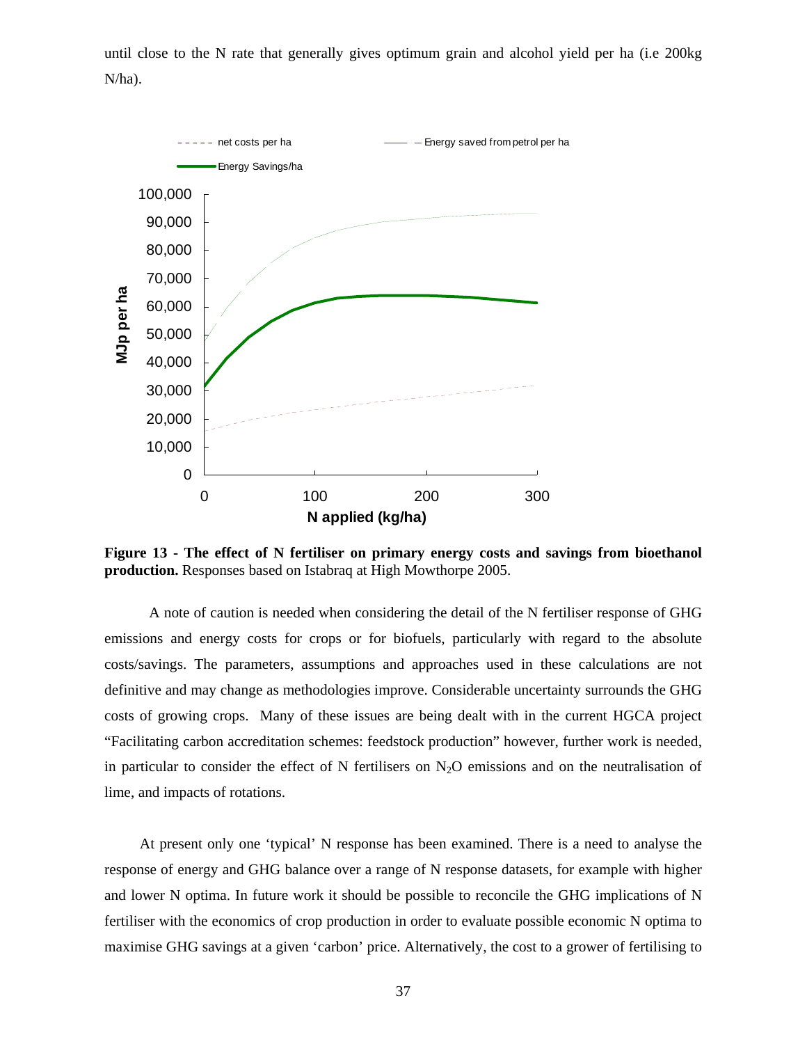until close to the N rate that generally gives optimum grain and alcohol yield per ha (i.e 200kg N/ha).

**Figure 13 - The effect of N fertiliser on primary energy costs and savings from bioethanol production.** Responses based on Istabraq at High Mowthorpe 2005.

A note of caution is needed when considering the detail of the N fertiliser response of GHG emissions and energy costs for crops or for biofuels, particularly with regard to the absolute costs/savings. The parameters, assumptions and approaches used in these calculations are not definitive and may change as methodologies improve. Considerable uncertainty surrounds the GHG costs of growing crops. Many of these issues are being dealt with in the current HGCA project "Facilitating carbon accreditation schemes: feedstock production" however, further work is needed, in particular to consider the effect of N fertilisers on $N_2O$ emissions and on the neutralisation of lime, and impacts of rotations.

At present only one 'typical' N response has been examined. There is a need to analyse the response of energy and GHG balance over a range of N response datasets, for example with higher and lower N optima. In future work it should be possible to reconcile the GHG implications of N fertiliser with the economics of crop production in order to evaluate possible economic N optima to maximise GHG savings at a given 'carbon' price. Alternatively, the cost to a grower of fertilising to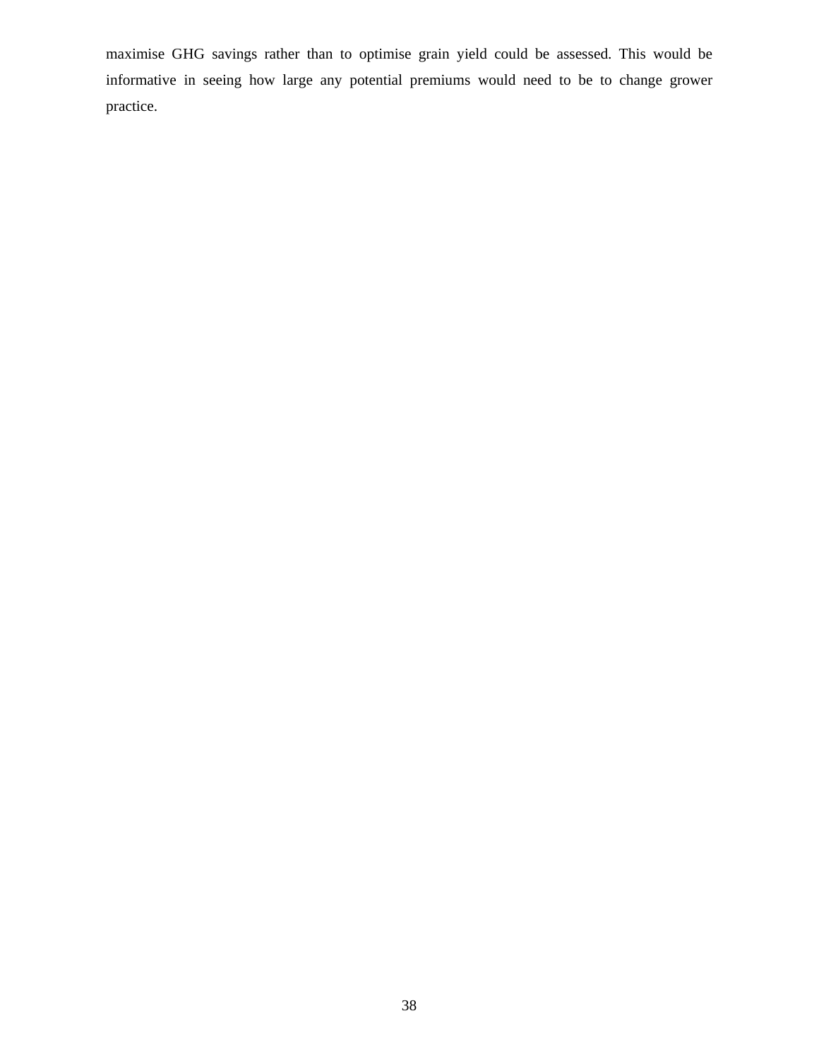maximise GHG savings rather than to optimise grain yield could be assessed. This would be informative in seeing how large any potential premiums would need to be to change grower practice.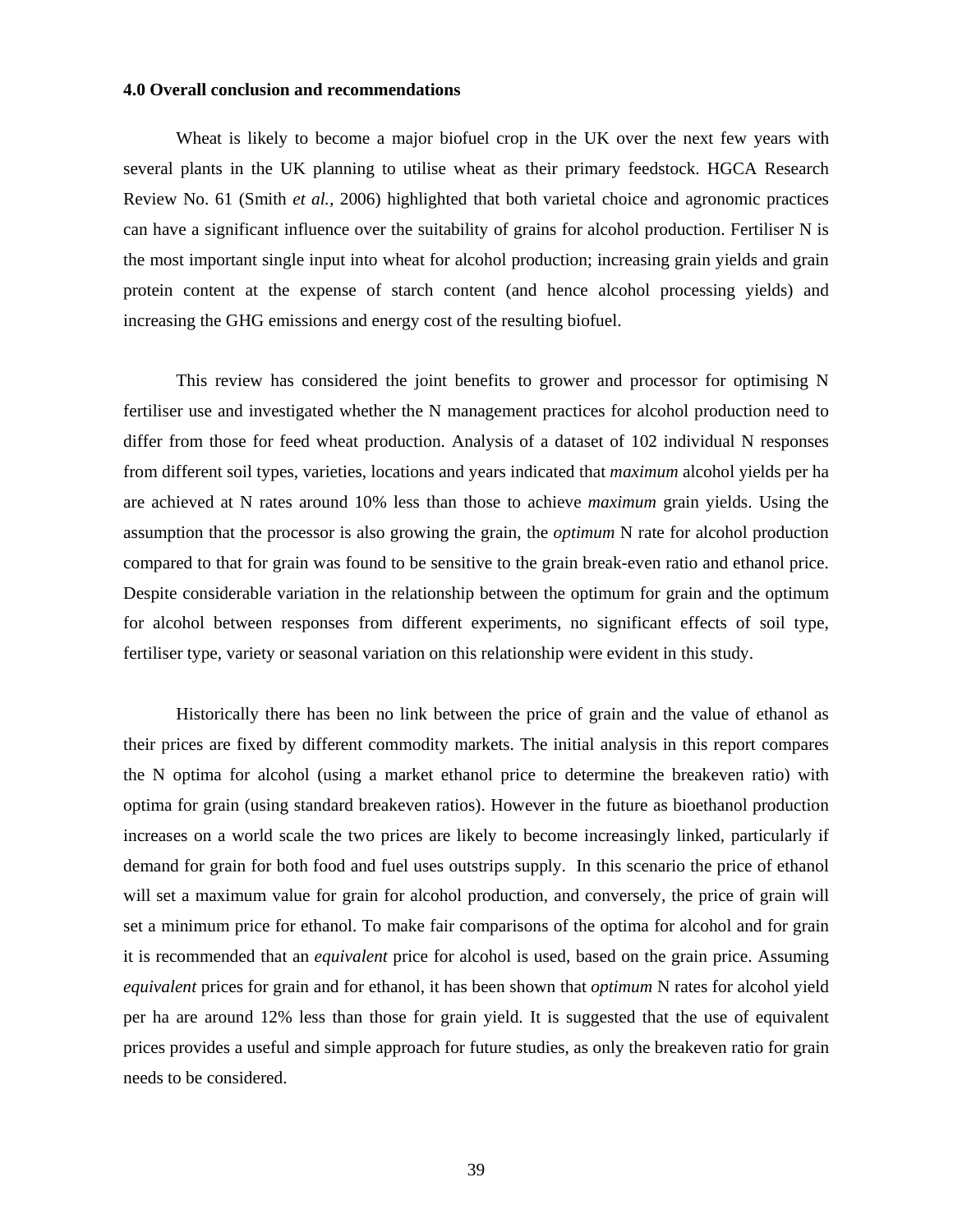### 4.0 Overall conclusion and recommendations

Wheat is likely to become a major biofuel crop in the UK over the next few years with several plants in the UK planning to utilise wheat as their primary feedstock. HGCA Research Review No. 61 (Smith *et al.*, 2006) highlighted that both varietal choice and agronomic practices can have a significant influence over the suitability of grains for alcohol production. Fertiliser N is the most important single input into wheat for alcohol production; increasing grain yields and grain protein content at the expense of starch content (and hence alcohol processing yields) and increasing the GHG emissions and energy cost of the resulting biofuel.

This review has considered the joint benefits to grower and processor for optimising N fertiliser use and investigated whether the N management practices for alcohol production need to differ from those for feed wheat production. Analysis of a dataset of 102 individual N responses from different soil types, varieties, locations and years indicated that *maximum* alcohol yields per ha are achieved at N rates around 10% less than those to achieve *maximum* grain yields. Using the assumption that the processor is also growing the grain, the *optimum* N rate for alcohol production compared to that for grain was found to be sensitive to the grain break-even ratio and ethanol price. Despite considerable variation in the relationship between the optimum for grain and the optimum for alcohol between responses from different experiments, no significant effects of soil type, fertiliser type, variety or seasonal variation on this relationship were evident in this study.

Historically there has been no link between the price of grain and the value of ethanol as their prices are fixed by different commodity markets. The initial analysis in this report compares the N optima for alcohol (using a market ethanol price to determine the breakeven ratio) with optima for grain (using standard breakeven ratios). However in the future as bioethanol production increases on a world scale the two prices are likely to become increasingly linked, particularly if demand for grain for both food and fuel uses outstrips supply. In this scenario the price of ethanol will set a maximum value for grain for alcohol production, and conversely, the price of grain will set a minimum price for ethanol. To make fair comparisons of the optima for alcohol and for grain it is recommended that an *equivalent* price for alcohol is used, based on the grain price. Assuming *equivalent* prices for grain and for ethanol, it has been shown that *optimum* N rates for alcohol yield per ha are around 12% less than those for grain yield. It is suggested that the use of equivalent prices provides a useful and simple approach for future studies, as only the breakeven ratio for grain needs to be considered.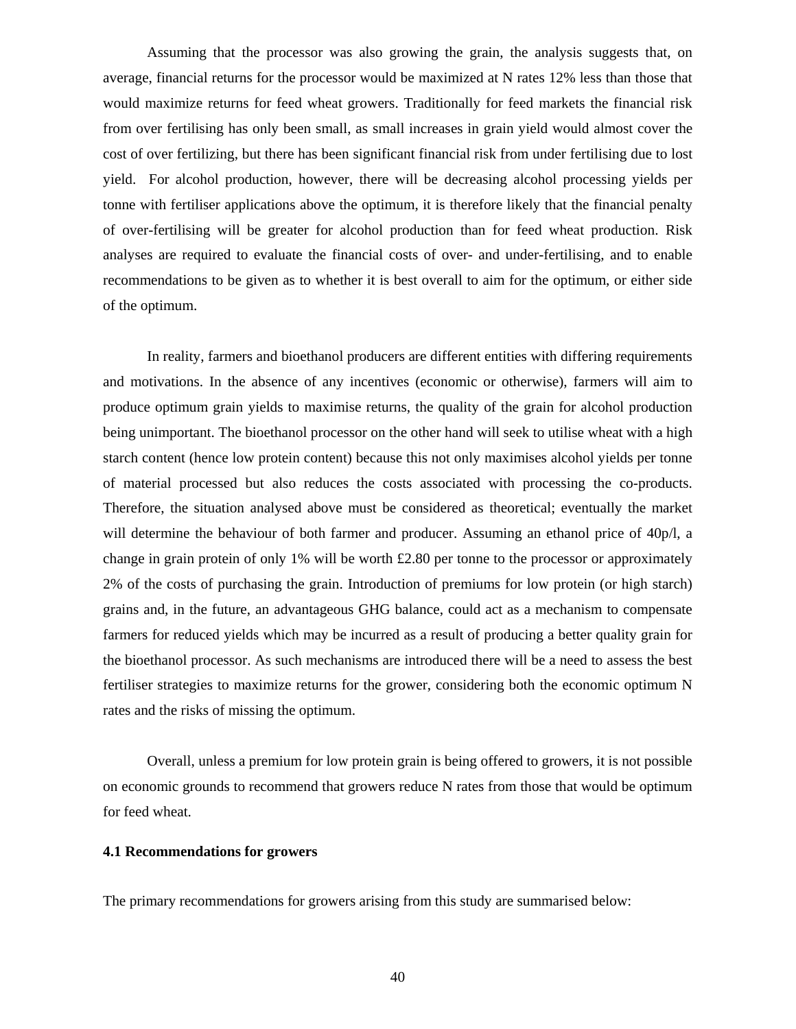Assuming that the processor was also growing the grain, the analysis suggests that, on average, financial returns for the processor would be maximized at N rates 12% less than those that would maximize returns for feed wheat growers. Traditionally for feed markets the financial risk from over fertilising has only been small, as small increases in grain yield would almost cover the cost of over fertilizing, but there has been significant financial risk from under fertilising due to lost yield. For alcohol production, however, there will be decreasing alcohol processing yields per tonne with fertiliser applications above the optimum, it is therefore likely that the financial penalty of over-fertilising will be greater for alcohol production than for feed wheat production. Risk analyses are required to evaluate the financial costs of over- and under-fertilising, and to enable recommendations to be given as to whether it is best overall to aim for the optimum, or either side of the optimum.

In reality, farmers and bioethanol producers are different entities with differing requirements and motivations. In the absence of any incentives (economic or otherwise), farmers will aim to produce optimum grain yields to maximise returns, the quality of the grain for alcohol production being unimportant. The bioethanol processor on the other hand will seek to utilise wheat with a high starch content (hence low protein content) because this not only maximises alcohol yields per tonne of material processed but also reduces the costs associated with processing the co-products. Therefore, the situation analysed above must be considered as theoretical; eventually the market will determine the behaviour of both farmer and producer. Assuming an ethanol price of 40p/l, a change in grain protein of only 1% will be worth £2.80 per tonne to the processor or approximately 2% of the costs of purchasing the grain. Introduction of premiums for low protein (or high starch) grains and, in the future, an advantageous GHG balance, could act as a mechanism to compensate farmers for reduced yields which may be incurred as a result of producing a better quality grain for the bioethanol processor. As such mechanisms are introduced there will be a need to assess the best fertiliser strategies to maximize returns for the grower, considering both the economic optimum N rates and the risks of missing the optimum.

Overall, unless a premium for low protein grain is being offered to growers, it is not possible on economic grounds to recommend that growers reduce N rates from those that would be optimum for feed wheat.

### 4.1 Recommendations for growers

The primary recommendations for growers arising from this study are summarised below: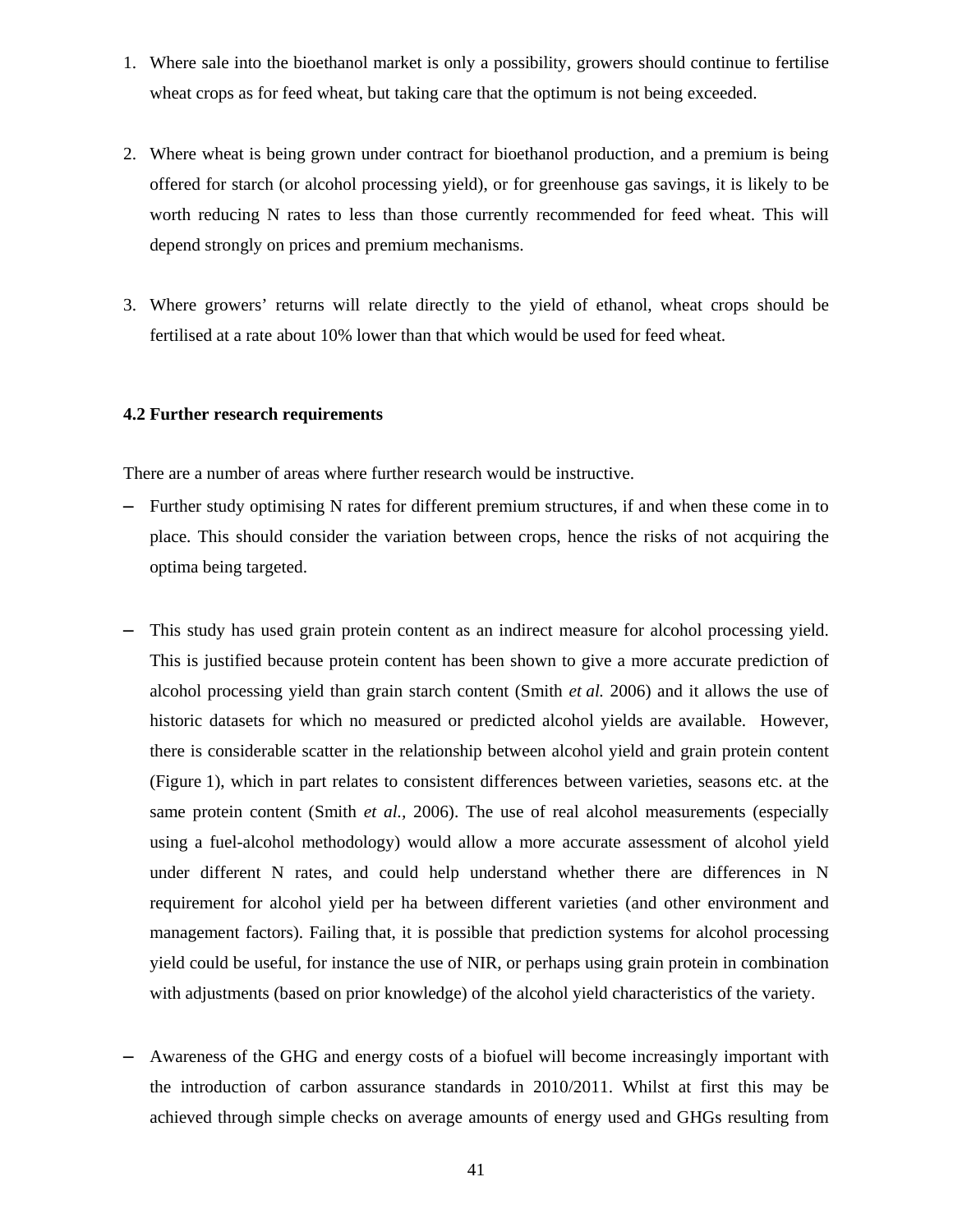1. Where sale into the bioethanol market is only a possibility, growers should continue to fertilise wheat crops as for feed wheat, but taking care that the optimum is not being exceeded.

2. Where wheat is being grown under contract for bioethanol production, and a premium is being offered for starch (or alcohol processing yield), or for greenhouse gas savings, it is likely to be worth reducing N rates to less than those currently recommended for feed wheat. This will depend strongly on prices and premium mechanisms.

3. Where growers' returns will relate directly to the yield of ethanol, wheat crops should be fertilised at a rate about 10% lower than that which would be used for feed wheat.

### 4.2 Further research requirements

There are a number of areas where further research would be instructive.

- Further study optimising N rates for different premium structures, if and when these come in to place. This should consider the variation between crops, hence the risks of not acquiring the optima being targeted.

- This study has used grain protein content as an indirect measure for alcohol processing yield. This is justified because protein content has been shown to give a more accurate prediction of alcohol processing yield than grain starch content (Smith *et al.* 2006) and it allows the use of historic datasets for which no measured or predicted alcohol yields are available. However, there is considerable scatter in the relationship between alcohol yield and grain protein content (Figure 1), which in part relates to consistent differences between varieties, seasons etc. at the same protein content (Smith *et al.*, 2006). The use of real alcohol measurements (especially using a fuel-alcohol methodology) would allow a more accurate assessment of alcohol yield under different N rates, and could help understand whether there are differences in N requirement for alcohol yield per ha between different varieties (and other environment and management factors). Failing that, it is possible that prediction systems for alcohol processing yield could be useful, for instance the use of NIR, or perhaps using grain protein in combination with adjustments (based on prior knowledge) of the alcohol yield characteristics of the variety.

- Awareness of the GHG and energy costs of a biofuel will become increasingly important with the introduction of carbon assurance standards in 2010/2011. Whilst at first this may be achieved through simple checks on average amounts of energy used and GHGs resulting from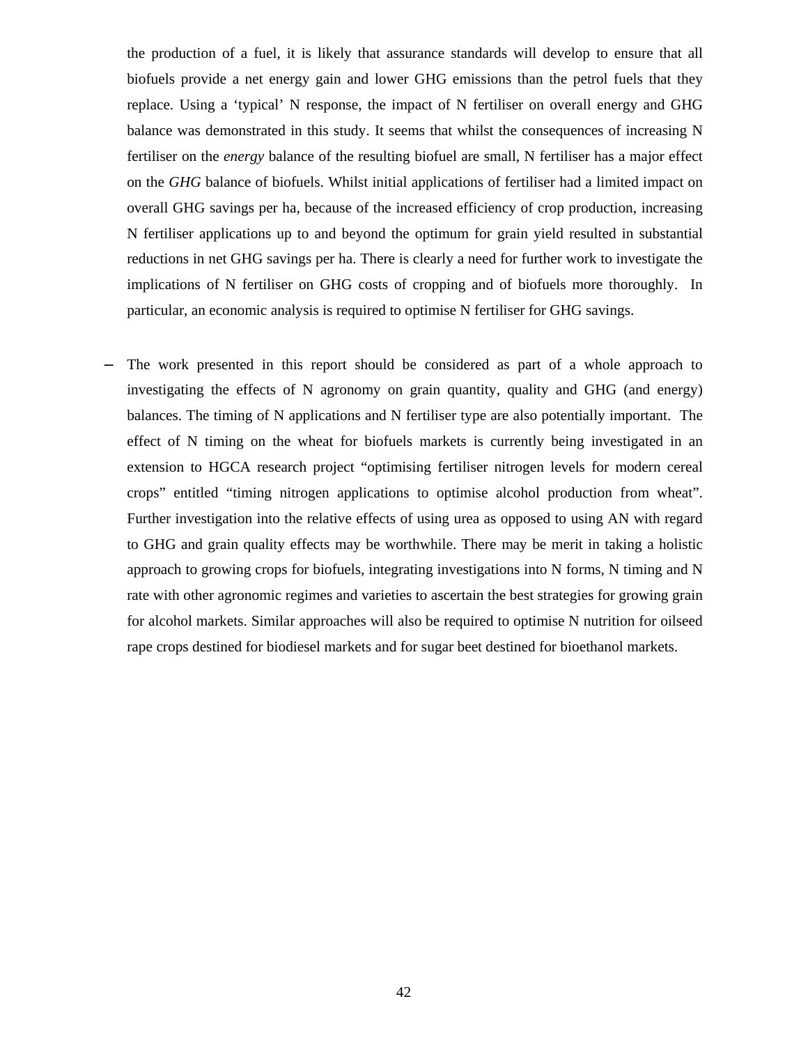the production of a fuel, it is likely that assurance standards will develop to ensure that all biofuels provide a net energy gain and lower GHG emissions than the petrol fuels that they replace. Using a 'typical' N response, the impact of N fertiliser on overall energy and GHG balance was demonstrated in this study. It seems that whilst the consequences of increasing N fertiliser on the *energy* balance of the resulting biofuel are small, N fertiliser has a major effect on the *GHG* balance of biofuels. Whilst initial applications of fertiliser had a limited impact on overall GHG savings per ha, because of the increased efficiency of crop production, increasing N fertiliser applications up to and beyond the optimum for grain yield resulted in substantial reductions in net GHG savings per ha. There is clearly a need for further work to investigate the implications of N fertiliser on GHG costs of cropping and of biofuels more thoroughly. In particular, an economic analysis is required to optimise N fertiliser for GHG savings.

– The work presented in this report should be considered as part of a whole approach to investigating the effects of N agronomy on grain quantity, quality and GHG (and energy) balances. The timing of N applications and N fertiliser type are also potentially important. The effect of N timing on the wheat for biofuels markets is currently being investigated in an extension to HGCA research project "optimising fertiliser nitrogen levels for modern cereal crops" entitled "timing nitrogen applications to optimise alcohol production from wheat". Further investigation into the relative effects of using urea as opposed to using AN with regard to GHG and grain quality effects may be worthwhile. There may be merit in taking a holistic approach to growing crops for biofuels, integrating investigations into N forms, N timing and N rate with other agronomic regimes and varieties to ascertain the best strategies for growing grain for alcohol markets. Similar approaches will also be required to optimise N nutrition for oilseed rape crops destined for biodiesel markets and for sugar beet destined for bioethanol markets.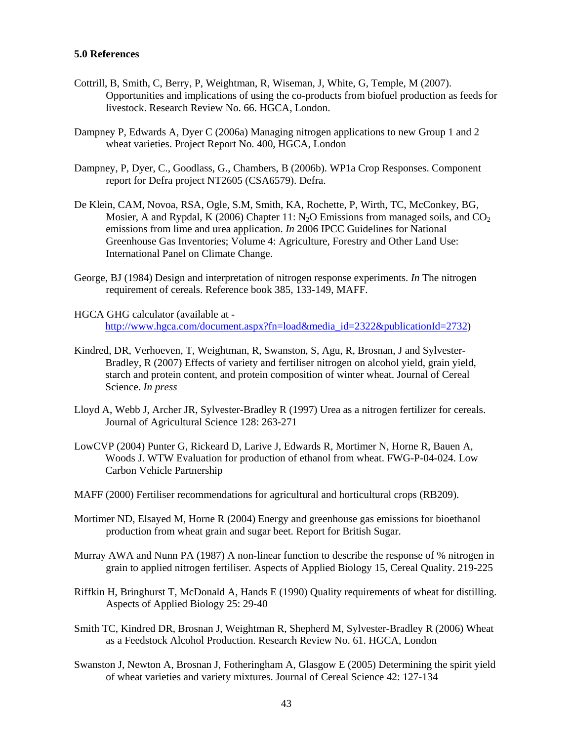**5.0 References**

Cottrill, B, Smith, C, Berry, P, Weightman, R, Wiseman, J, White, G, Temple, M (2007). Opportunities and implications of using the co-products from biofuel production as feeds for livestock. Research Review No. 66. HGCA, London.

Dampney P, Edwards A, Dyer C (2006a) Managing nitrogen applications to new Group 1 and 2 wheat varieties. Project Report No. 400, HGCA, London

Dampney, P, Dyer, C., Goodlass, G., Chambers, B (2006b). WP1a Crop Responses. Component report for Defra project NT2605 (CSA6579). Defra.

De Klein, CAM, Novoa, RSA, Ogle, S.M, Smith, KA, Rochette, P, Wirth, TC, McConkey, BG, Mosier, A and Rypdal, K (2006) Chapter 11: $N_2O$ Emissions from managed soils, and $CO_2$ emissions from lime and urea application. *In* 2006 IPCC Guidelines for National Greenhouse Gas Inventories; Volume 4: Agriculture, Forestry and Other Land Use: International Panel on Climate Change.

George, BJ (1984) Design and interpretation of nitrogen response experiments. *In* The nitrogen requirement of cereals. Reference book 385, 133-149, MAFF.

HGCA GHG calculator (available at - http://www.hgca.com/document.aspx?fn=load&media_id=2322&publicationId=2732)

Kindred, DR, Verhoeven, T, Weightman, R, Swanston, S, Agu, R, Brosnan, J and Sylvester-Bradley, R (2007) Effects of variety and fertiliser nitrogen on alcohol yield, grain yield, starch and protein content, and protein composition of winter wheat. Journal of Cereal Science. *In press*

Lloyd A, Webb J, Archer JR, Sylvester-Bradley R (1997) Urea as a nitrogen fertilizer for cereals. Journal of Agricultural Science 128: 263-271

LowCVP (2004) Punter G, Rickeard D, Larive J, Edwards R, Mortimer N, Horne R, Bauen A, Woods J. WTW Evaluation for production of ethanol from wheat. FWG-P-04-024. Low Carbon Vehicle Partnership

MAFF (2000) Fertiliser recommendations for agricultural and horticultural crops (RB209).

Mortimer ND, Elsayed M, Horne R (2004) Energy and greenhouse gas emissions for bioethanol production from wheat grain and sugar beet. Report for British Sugar.

Murray AWA and Nunn PA (1987) A non-linear function to describe the response of % nitrogen in grain to applied nitrogen fertiliser. Aspects of Applied Biology 15, Cereal Quality. 219-225

Riffkin H, Bringhurst T, McDonald A, Hands E (1990) Quality requirements of wheat for distilling. Aspects of Applied Biology 25: 29-40

Smith TC, Kindred DR, Brosnan J, Weightman R, Shepherd M, Sylvester-Bradley R (2006) Wheat as a Feedstock Alcohol Production. Research Review No. 61. HGCA, London

Swanston J, Newton A, Brosnan J, Fotheringham A, Glasgow E (2005) Determining the spirit yield of wheat varieties and variety mixtures. Journal of Cereal Science 42: 127-134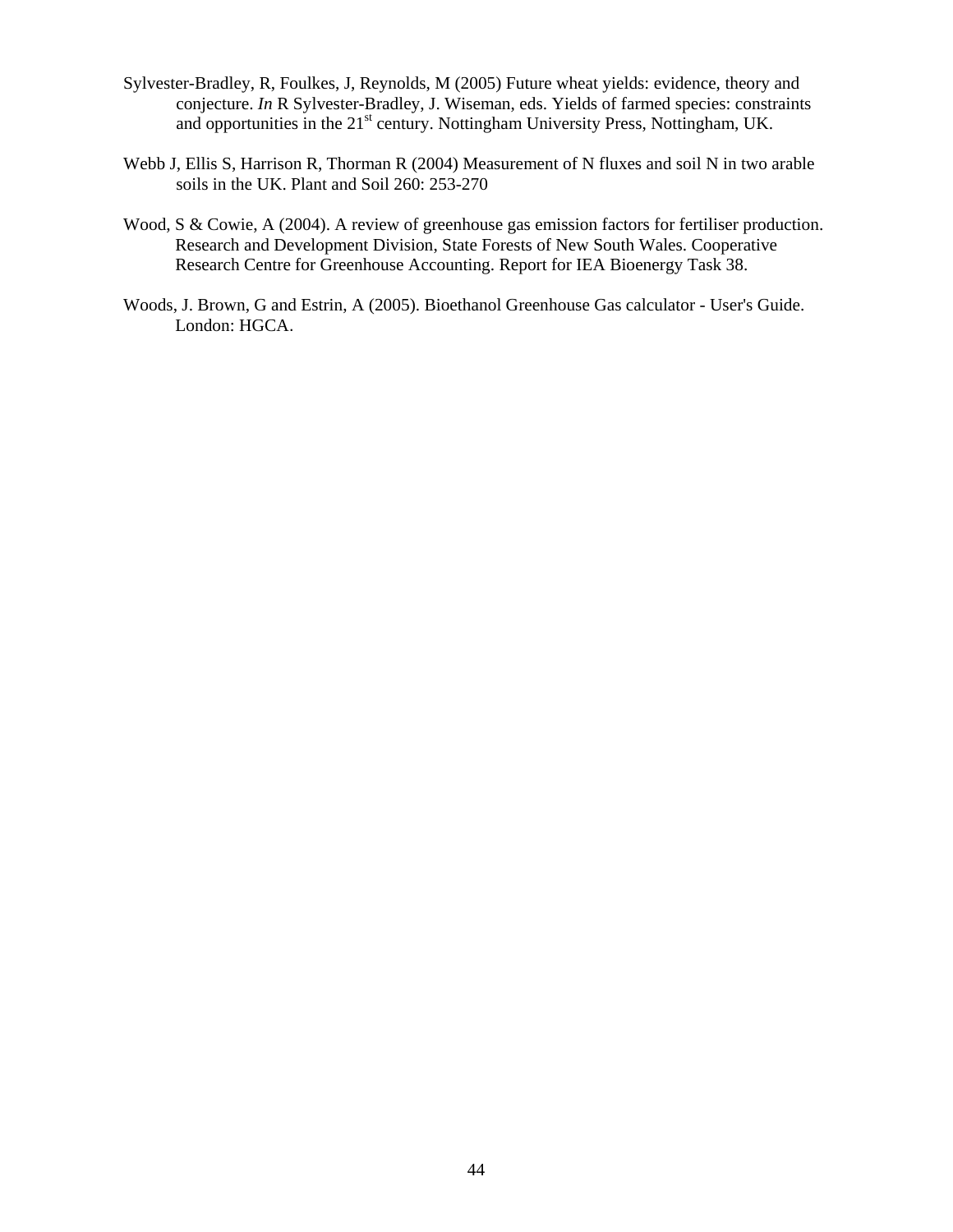Sylvester-Bradley, R, Foulkes, J, Reynolds, M (2005) Future wheat yields: evidence, theory and conjecture. *In* R Sylvester-Bradley, J. Wiseman, eds. Yields of farmed species: constraints and opportunities in the 21st century. Nottingham University Press, Nottingham, UK.

Webb J, Ellis S, Harrison R, Thorman R (2004) Measurement of N fluxes and soil N in two arable soils in the UK. Plant and Soil 260: 253-270

Wood, S & Cowie, A (2004). A review of greenhouse gas emission factors for fertiliser production. Research and Development Division, State Forests of New South Wales. Cooperative Research Centre for Greenhouse Accounting. Report for IEA Bioenergy Task 38.

Woods, J. Brown, G and Estrin, A (2005). Bioethanol Greenhouse Gas calculator - User's Guide. London: HGCA.